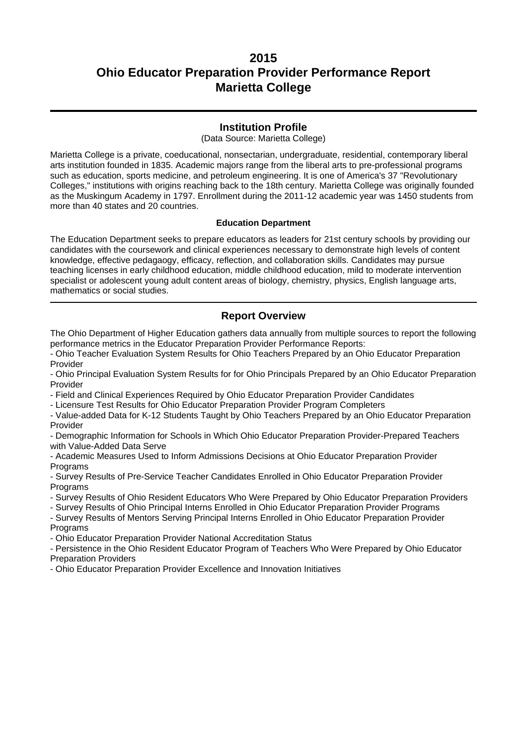# 2015
# Ohio Educator Preparation Provider Performance Report
# Marietta College

---

## Institution Profile

(Data Source: Marietta College)

Marietta College is a private, coeducational, nonsectarian, undergraduate, residential, contemporary liberal arts institution founded in 1835. Academic majors range from the liberal arts to pre-professional programs such as education, sports medicine, and petroleum engineering. It is one of America's 37 "Revolutionary Colleges," institutions with origins reaching back to the 18th century. Marietta College was originally founded as the Muskingum Academy in 1797. Enrollment during the 2011-12 academic year was 1450 students from more than 40 states and 20 countries.

### Education Department

The Education Department seeks to prepare educators as leaders for 21st century schools by providing our candidates with the coursework and clinical experiences necessary to demonstrate high levels of content knowledge, effective pedagaogy, efficacy, reflection, and collaboration skills. Candidates may pursue teaching licenses in early childhood education, middle childhood education, mild to moderate intervention specialist or adolescent young adult content areas of biology, chemistry, physics, English language arts, mathematics or social studies.

---

## Report Overview

The Ohio Department of Higher Education gathers data annually from multiple sources to report the following performance metrics in the Educator Preparation Provider Performance Reports:

- Ohio Teacher Evaluation System Results for Ohio Teachers Prepared by an Ohio Educator Preparation Provider
- Ohio Principal Evaluation System Results for for Ohio Principals Prepared by an Ohio Educator Preparation Provider
- Field and Clinical Experiences Required by Ohio Educator Preparation Provider Candidates
- Licensure Test Results for Ohio Educator Preparation Provider Program Completers
- Value-added Data for K-12 Students Taught by Ohio Teachers Prepared by an Ohio Educator Preparation Provider
- Demographic Information for Schools in Which Ohio Educator Preparation Provider-Prepared Teachers with Value-Added Data Serve
- Academic Measures Used to Inform Admissions Decisions at Ohio Educator Preparation Provider Programs
- Survey Results of Pre-Service Teacher Candidates Enrolled in Ohio Educator Preparation Provider Programs
- Survey Results of Ohio Resident Educators Who Were Prepared by Ohio Educator Preparation Providers
- Survey Results of Ohio Principal Interns Enrolled in Ohio Educator Preparation Provider Programs
- Survey Results of Mentors Serving Principal Interns Enrolled in Ohio Educator Preparation Provider Programs
- Ohio Educator Preparation Provider National Accreditation Status
- Persistence in the Ohio Resident Educator Program of Teachers Who Were Prepared by Ohio Educator Preparation Providers
- Ohio Educator Preparation Provider Excellence and Innovation Initiatives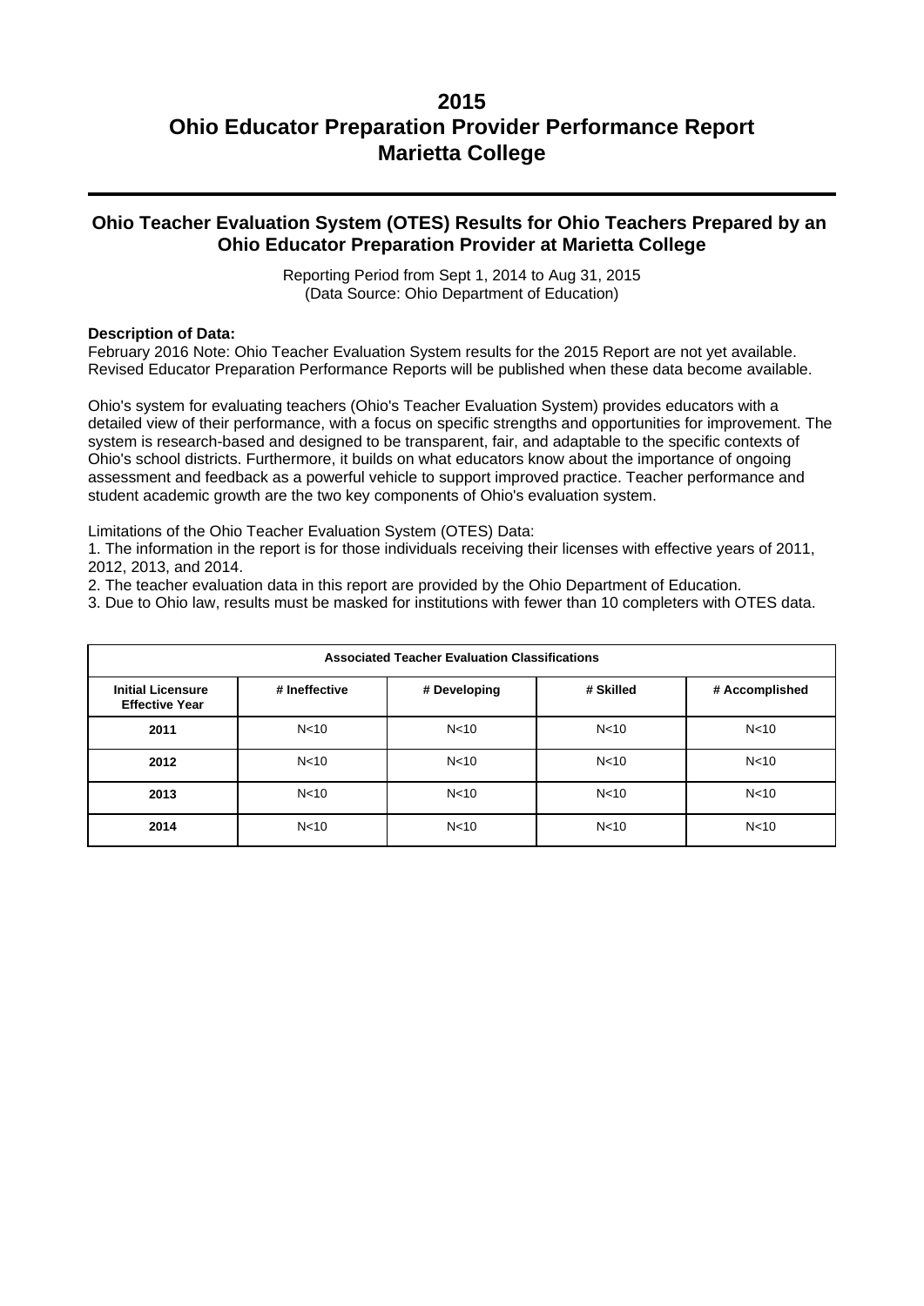# 2015
# Ohio Educator Preparation Provider Performance Report
# Marietta College

## Ohio Teacher Evaluation System (OTES) Results for Ohio Teachers Prepared by an Ohio Educator Preparation Provider at Marietta College

Reporting Period from Sept 1, 2014 to Aug 31, 2015
(Data Source: Ohio Department of Education)

**Description of Data:**
February 2016 Note: Ohio Teacher Evaluation System results for the 2015 Report are not yet available. Revised Educator Preparation Performance Reports will be published when these data become available.

Ohio's system for evaluating teachers (Ohio's Teacher Evaluation System) provides educators with a detailed view of their performance, with a focus on specific strengths and opportunities for improvement. The system is research-based and designed to be transparent, fair, and adaptable to the specific contexts of Ohio's school districts. Furthermore, it builds on what educators know about the importance of ongoing assessment and feedback as a powerful vehicle to support improved practice. Teacher performance and student academic growth are the two key components of Ohio's evaluation system.

Limitations of the Ohio Teacher Evaluation System (OTES) Data:
1. The information in the report is for those individuals receiving their licenses with effective years of 2011, 2012, 2013, and 2014.
2. The teacher evaluation data in this report are provided by the Ohio Department of Education.
3. Due to Ohio law, results must be masked for institutions with fewer than 10 completers with OTES data.

| Associated Teacher Evaluation Classifications | | | | |
|---|---|---|---|---|
| **Initial Licensure Effective Year** | **# Ineffective** | **# Developing** | **# Skilled** | **# Accomplished** |
| **2011** | N<10 | N<10 | N<10 | N<10 |
| **2012** | N<10 | N<10 | N<10 | N<10 |
| **2013** | N<10 | N<10 | N<10 | N<10 |
| **2014** | N<10 | N<10 | N<10 | N<10 |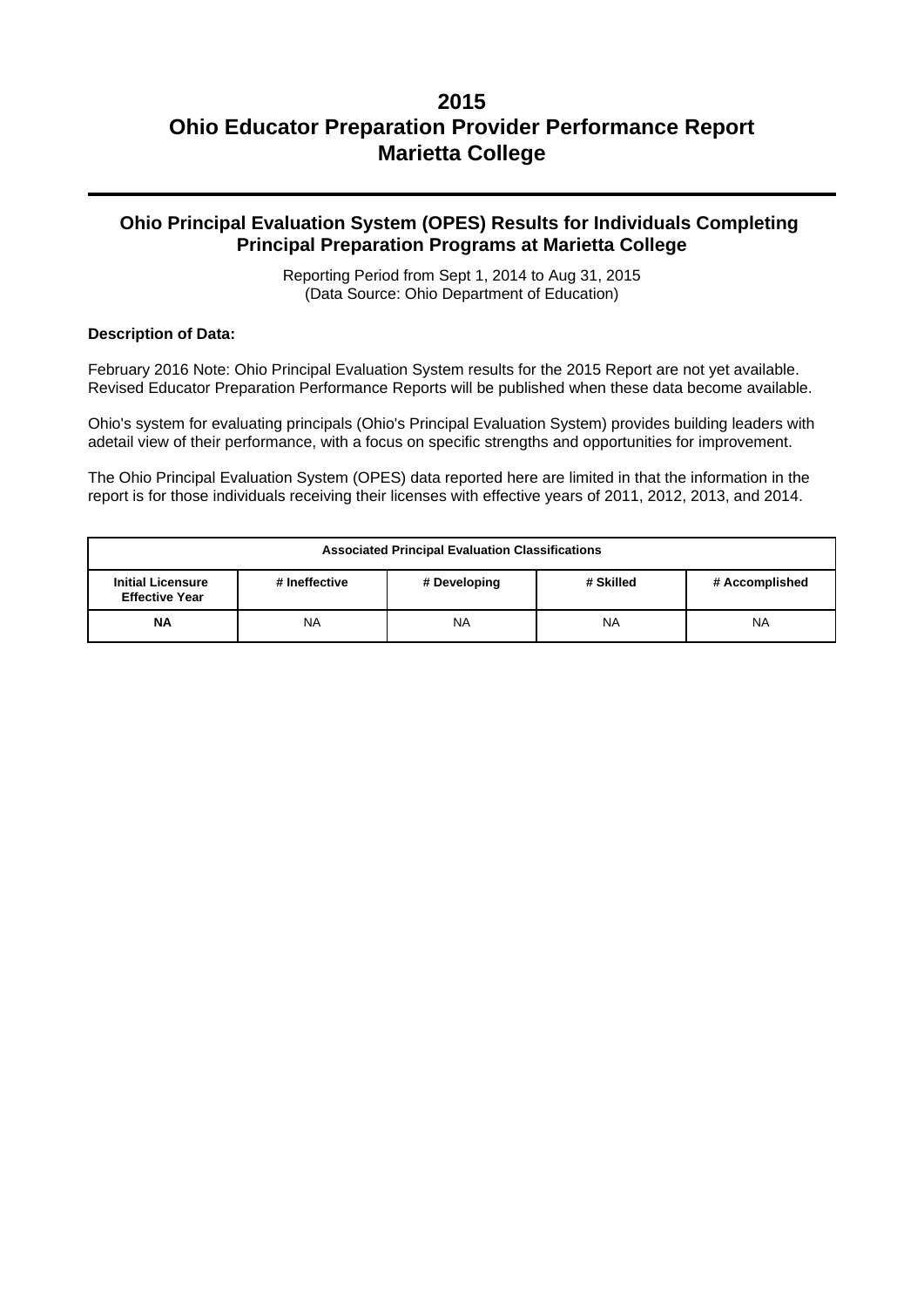# 2015
# Ohio Educator Preparation Provider Performance Report
# Marietta College

## Ohio Principal Evaluation System (OPES) Results for Individuals Completing Principal Preparation Programs at Marietta College

Reporting Period from Sept 1, 2014 to Aug 31, 2015
(Data Source: Ohio Department of Education)

**Description of Data:**

February 2016 Note: Ohio Principal Evaluation System results for the 2015 Report are not yet available. Revised Educator Preparation Performance Reports will be published when these data become available.

Ohio's system for evaluating principals (Ohio's Principal Evaluation System) provides building leaders with adetail view of their performance, with a focus on specific strengths and opportunities for improvement.

The Ohio Principal Evaluation System (OPES) data reported here are limited in that the information in the report is for those individuals receiving their licenses with effective years of 2011, 2012, 2013, and 2014.

| Associated Principal Evaluation Classifications | | | | |
|---|---|---|---|---|
| **Initial Licensure Effective Year** | **# Ineffective** | **# Developing** | **# Skilled** | **# Accomplished** |
| **NA** | NA | NA | NA | NA |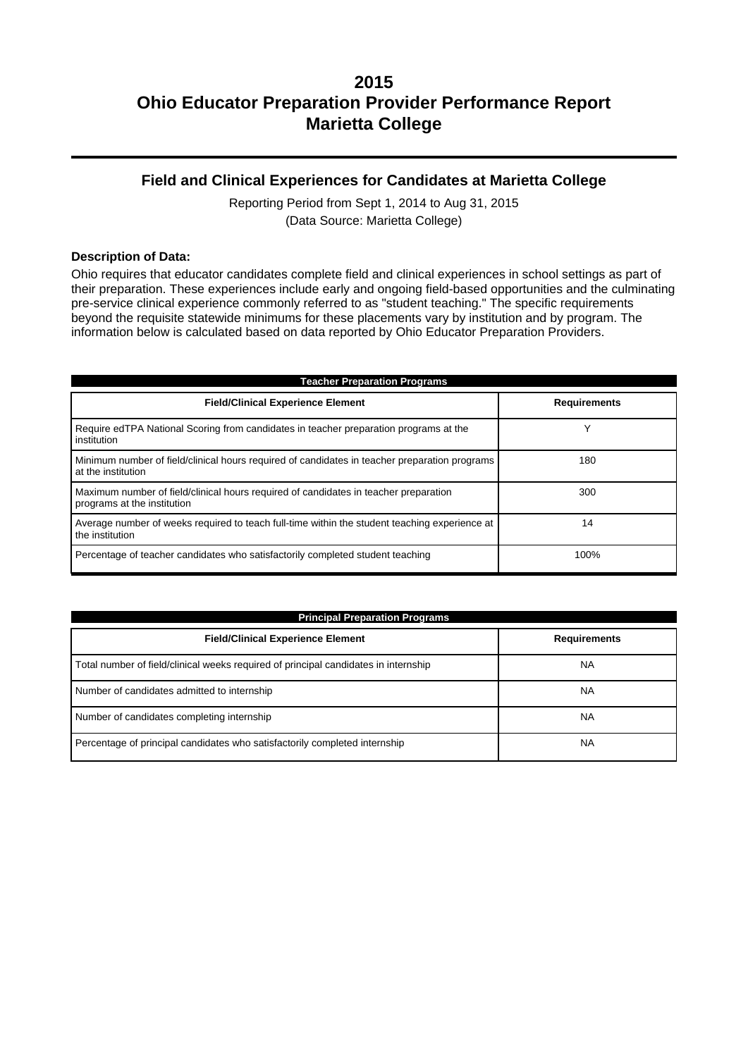# 2015
# Ohio Educator Preparation Provider Performance Report
# Marietta College

## Field and Clinical Experiences for Candidates at Marietta College

Reporting Period from Sept 1, 2014 to Aug 31, 2015
(Data Source: Marietta College)

**Description of Data:**

Ohio requires that educator candidates complete field and clinical experiences in school settings as part of their preparation. These experiences include early and ongoing field-based opportunities and the culminating pre-service clinical experience commonly referred to as "student teaching." The specific requirements beyond the requisite statewide minimums for these placements vary by institution and by program. The information below is calculated based on data reported by Ohio Educator Preparation Providers.

**Teacher Preparation Programs**

| Field/Clinical Experience Element | Requirements |
|---|---|
| Require edTPA National Scoring from candidates in teacher preparation programs at the institution | Y |
| Minimum number of field/clinical hours required of candidates in teacher preparation programs at the institution | 180 |
| Maximum number of field/clinical hours required of candidates in teacher preparation programs at the institution | 300 |
| Average number of weeks required to teach full-time within the student teaching experience at the institution | 14 |
| Percentage of teacher candidates who satisfactorily completed student teaching | 100% |

**Principal Preparation Programs**

| Field/Clinical Experience Element | Requirements |
|---|---|
| Total number of field/clinical weeks required of principal candidates in internship | NA |
| Number of candidates admitted to internship | NA |
| Number of candidates completing internship | NA |
| Percentage of principal candidates who satisfactorily completed internship | NA |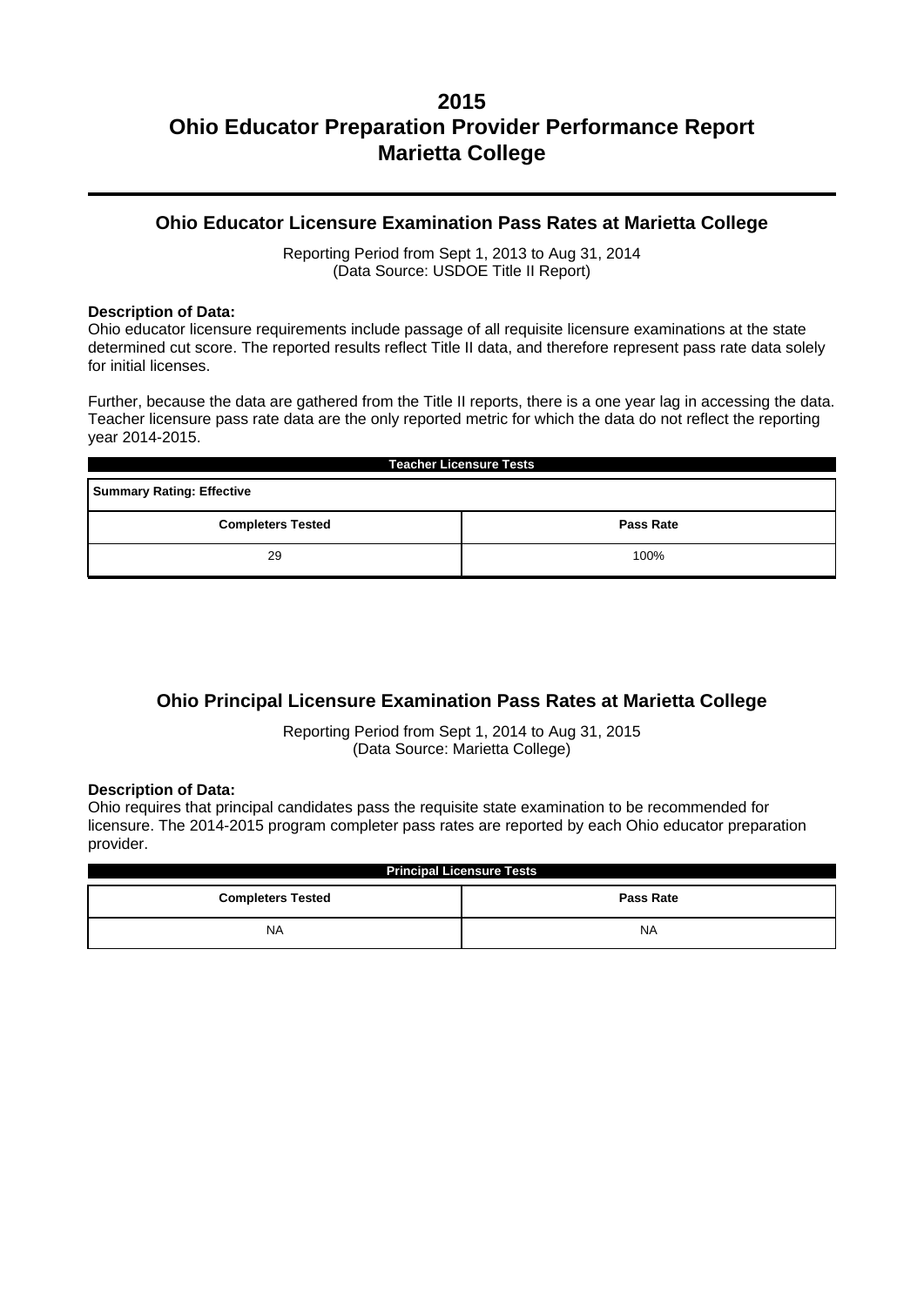# 2015
# Ohio Educator Preparation Provider Performance Report
# Marietta College

## Ohio Educator Licensure Examination Pass Rates at Marietta College

Reporting Period from Sept 1, 2013 to Aug 31, 2014
(Data Source: USDOE Title II Report)

**Description of Data:**
Ohio educator licensure requirements include passage of all requisite licensure examinations at the state determined cut score. The reported results reflect Title II data, and therefore represent pass rate data solely for initial licenses.

Further, because the data are gathered from the Title II reports, there is a one year lag in accessing the data. Teacher licensure pass rate data are the only reported metric for which the data do not reflect the reporting year 2014-2015.

| Teacher Licensure Tests | |
|---|---|
| **Summary Rating: Effective** | |
| **Completers Tested** | **Pass Rate** |
| 29 | 100% |

## Ohio Principal Licensure Examination Pass Rates at Marietta College

Reporting Period from Sept 1, 2014 to Aug 31, 2015
(Data Source: Marietta College)

**Description of Data:**
Ohio requires that principal candidates pass the requisite state examination to be recommended for licensure. The 2014-2015 program completer pass rates are reported by each Ohio educator preparation provider.

| Principal Licensure Tests | |
|---|---|
| **Completers Tested** | **Pass Rate** |
| NA | NA |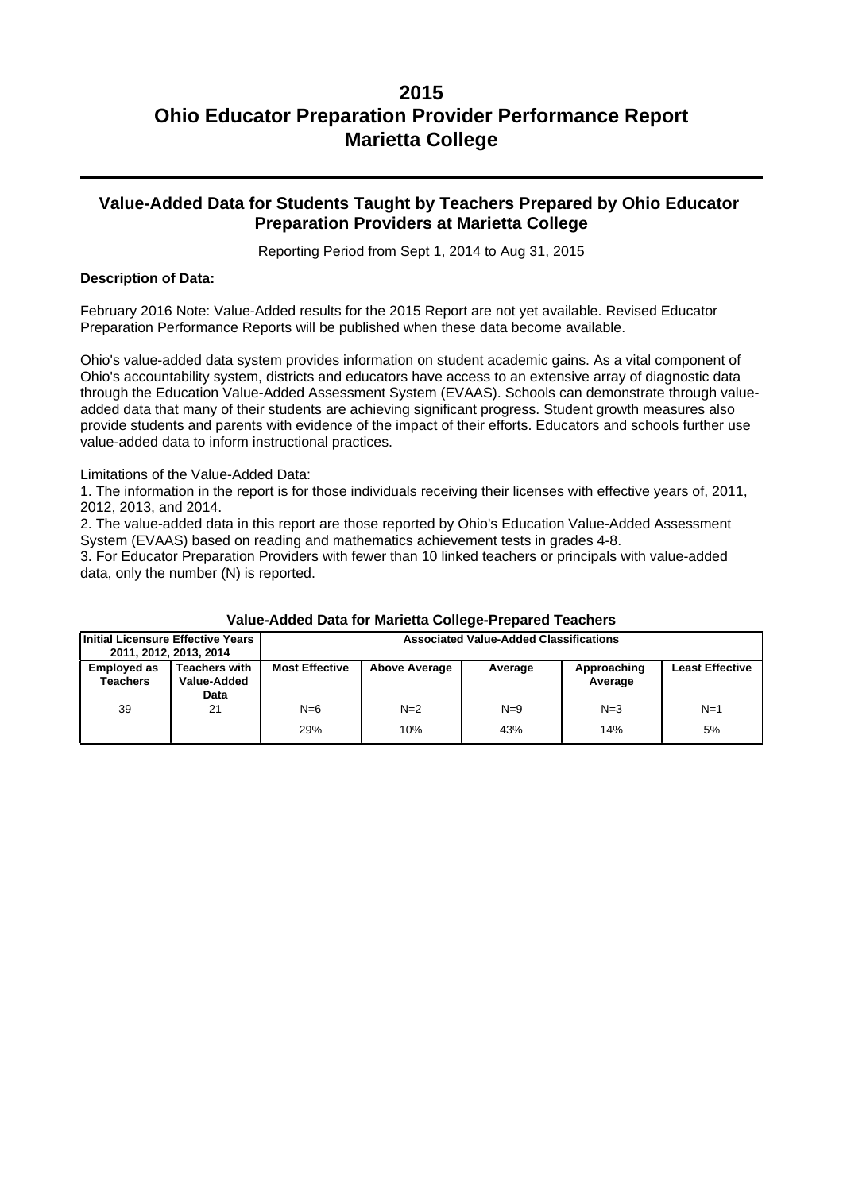# 2015
# Ohio Educator Preparation Provider Performance Report
# Marietta College

## Value-Added Data for Students Taught by Teachers Prepared by Ohio Educator Preparation Providers at Marietta College

Reporting Period from Sept 1, 2014 to Aug 31, 2015

**Description of Data:**

February 2016 Note: Value-Added results for the 2015 Report are not yet available. Revised Educator Preparation Performance Reports will be published when these data become available.

Ohio's value-added data system provides information on student academic gains. As a vital component of Ohio's accountability system, districts and educators have access to an extensive array of diagnostic data through the Education Value-Added Assessment System (EVAAS). Schools can demonstrate through value-added data that many of their students are achieving significant progress. Student growth measures also provide students and parents with evidence of the impact of their efforts. Educators and schools further use value-added data to inform instructional practices.

Limitations of the Value-Added Data:

1. The information in the report is for those individuals receiving their licenses with effective years of, 2011, 2012, 2013, and 2014.
2. The value-added data in this report are those reported by Ohio's Education Value-Added Assessment System (EVAAS) based on reading and mathematics achievement tests in grades 4-8.
3. For Educator Preparation Providers with fewer than 10 linked teachers or principals with value-added data, only the number (N) is reported.

**Value-Added Data for Marietta College-Prepared Teachers**

| Initial Licensure Effective Years 2011, 2012, 2013, 2014 | | Associated Value-Added Classifications | | | | |
|---|---|---|---|---|---|---|
| **Employed as Teachers** | **Teachers with Value-Added Data** | **Most Effective** | **Above Average** | **Average** | **Approaching Average** | **Least Effective** |
| 39 | 21 | N=6<br>29% | N=2<br>10% | N=9<br>43% | N=3<br>14% | N=1<br>5% |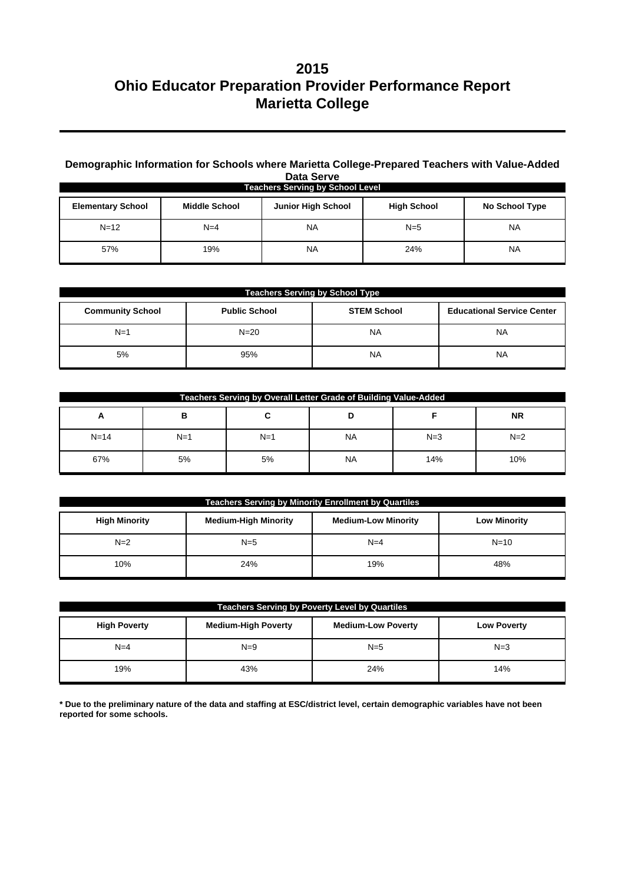# 2015
# Ohio Educator Preparation Provider Performance Report
# Marietta College

### Demographic Information for Schools where Marietta College-Prepared Teachers with Value-Added Data Serve

**Teachers Serving by School Level**

| Elementary School | Middle School | Junior High School | High School | No School Type |
|---|---|---|---|---|
| N=12 | N=4 | NA | N=5 | NA |
| 57% | 19% | NA | 24% | NA |

**Teachers Serving by School Type**

| Community School | Public School | STEM School | Educational Service Center |
|---|---|---|---|
| N=1 | N=20 | NA | NA |
| 5% | 95% | NA | NA |

**Teachers Serving by Overall Letter Grade of Building Value-Added**

| A | B | C | D | F | NR |
|---|---|---|---|---|---|
| N=14 | N=1 | N=1 | NA | N=3 | N=2 |
| 67% | 5% | 5% | NA | 14% | 10% |

**Teachers Serving by Minority Enrollment by Quartiles**

| High Minority | Medium-High Minority | Medium-Low Minority | Low Minority |
|---|---|---|---|
| N=2 | N=5 | N=4 | N=10 |
| 10% | 24% | 19% | 48% |

**Teachers Serving by Poverty Level by Quartiles**

| High Poverty | Medium-High Poverty | Medium-Low Poverty | Low Poverty |
|---|---|---|---|
| N=4 | N=9 | N=5 | N=3 |
| 19% | 43% | 24% | 14% |

**\* Due to the preliminary nature of the data and staffing at ESC/district level, certain demographic variables have not been reported for some schools.**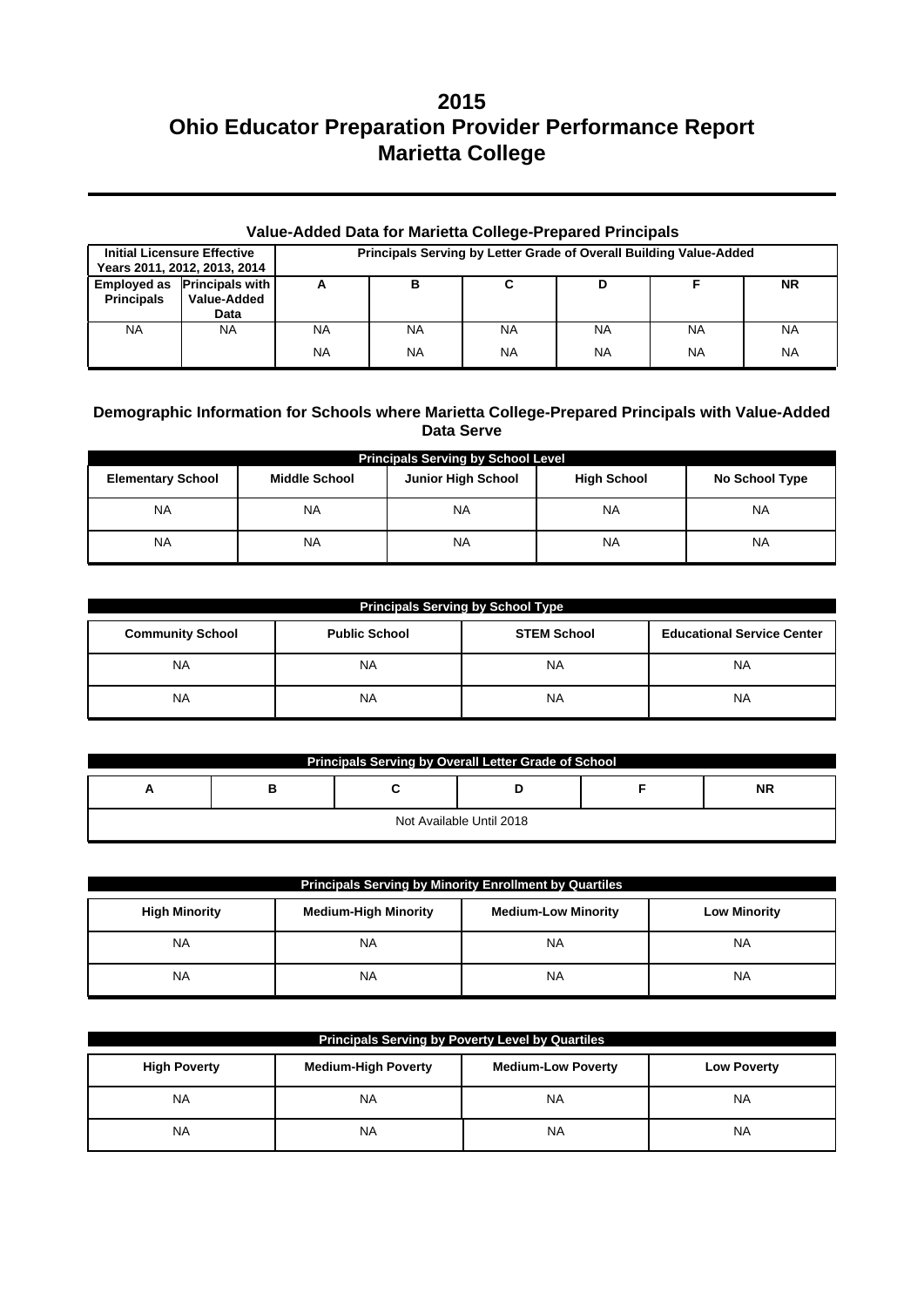# 2015
# Ohio Educator Preparation Provider Performance Report
# Marietta College

### Value-Added Data for Marietta College-Prepared Principals

| Initial Licensure Effective Years 2011, 2012, 2013, 2014 | | Principals Serving by Letter Grade of Overall Building Value-Added | | | | | |
|---|---|---|---|---|---|---|---|
| Employed as Principals | Principals with Value-Added Data | A | B | C | D | F | NR |
| NA | NA | NA | NA | NA | NA | NA | NA |
| | | NA | NA | NA | NA | NA | NA |

### Demographic Information for Schools where Marietta College-Prepared Principals with Value-Added Data Serve

| Principals Serving by School Level | | | | |
|---|---|---|---|---|
| Elementary School | Middle School | Junior High School | High School | No School Type |
| NA | NA | NA | NA | NA |
| NA | NA | NA | NA | NA |

| Principals Serving by School Type | | | |
|---|---|---|---|
| Community School | Public School | STEM School | Educational Service Center |
| NA | NA | NA | NA |
| NA | NA | NA | NA |

| Principals Serving by Overall Letter Grade of School | | | | | |
|---|---|---|---|---|---|
| A | B | C | D | F | NR |
| Not Available Until 2018 | | | | | |

| Principals Serving by Minority Enrollment by Quartiles | | | |
|---|---|---|---|
| High Minority | Medium-High Minority | Medium-Low Minority | Low Minority |
| NA | NA | NA | NA |
| NA | NA | NA | NA |

| Principals Serving by Poverty Level by Quartiles | | | |
|---|---|---|---|
| High Poverty | Medium-High Poverty | Medium-Low Poverty | Low Poverty |
| NA | NA | NA | NA |
| NA | NA | NA | NA |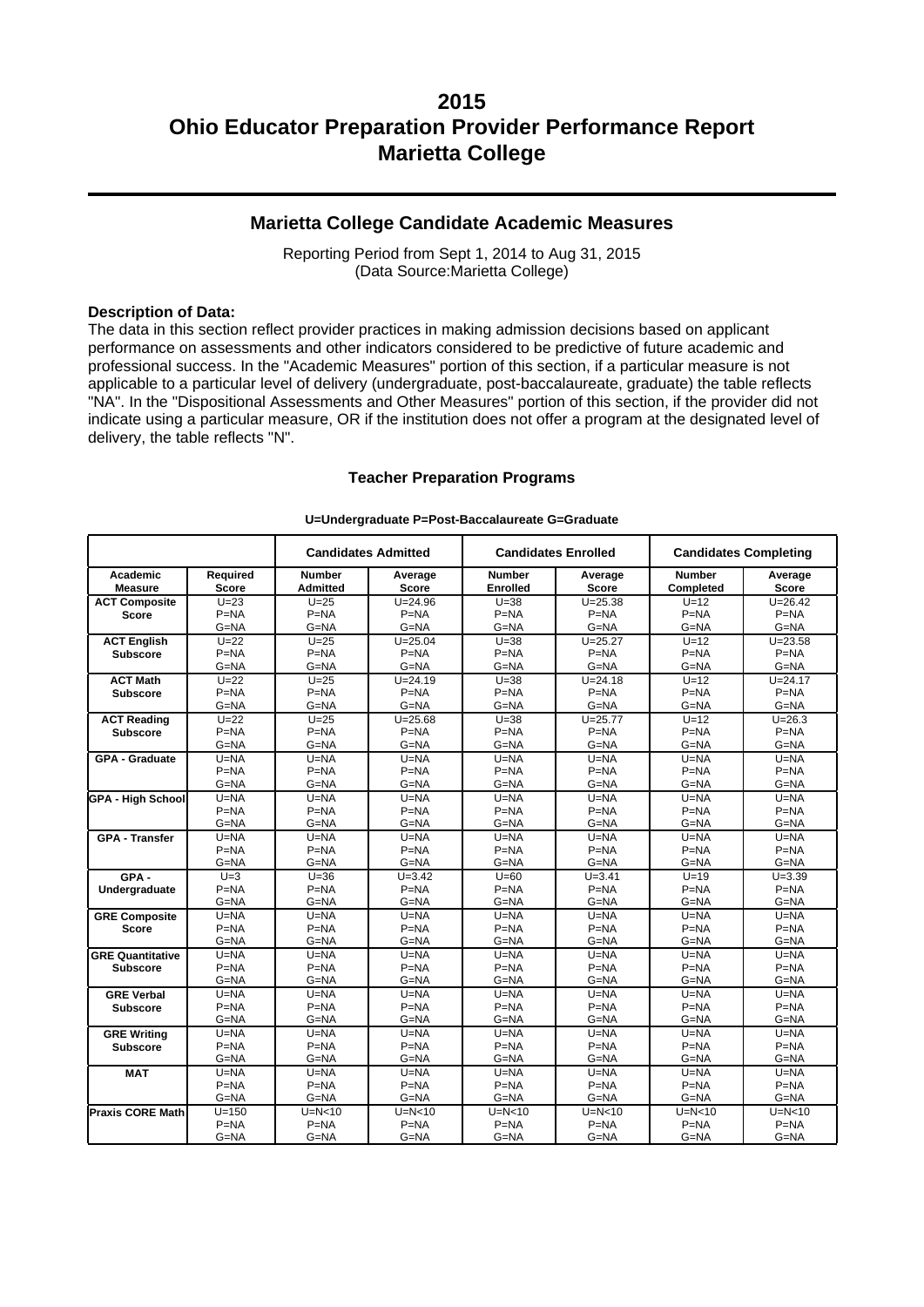# 2015
# Ohio Educator Preparation Provider Performance Report
# Marietta College

## Marietta College Candidate Academic Measures

Reporting Period from Sept 1, 2014 to Aug 31, 2015
(Data Source:Marietta College)

**Description of Data:**
The data in this section reflect provider practices in making admission decisions based on applicant performance on assessments and other indicators considered to be predictive of future academic and professional success. In the "Academic Measures" portion of this section, if a particular measure is not applicable to a particular level of delivery (undergraduate, post-baccalaureate, graduate) the table reflects "NA". In the "Dispositional Assessments and Other Measures" portion of this section, if the provider did not indicate using a particular measure, OR if the institution does not offer a program at the designated level of delivery, the table reflects "N".

### Teacher Preparation Programs

**U=Undergraduate P=Post-Baccalaureate G=Graduate**

| | | Candidates Admitted | | Candidates Enrolled | | Candidates Completing | |
|---|---|---|---|---|---|---|---|
| **Academic Measure** | **Required Score** | **Number Admitted** | **Average Score** | **Number Enrolled** | **Average Score** | **Number Completed** | **Average Score** |
| **ACT Composite Score** | U=23<br>P=NA<br>G=NA | U=25<br>P=NA<br>G=NA | U=24.96<br>P=NA<br>G=NA | U=38<br>P=NA<br>G=NA | U=25.38<br>P=NA<br>G=NA | U=12<br>P=NA<br>G=NA | U=26.42<br>P=NA<br>G=NA |
| **ACT English Subscore** | U=22<br>P=NA<br>G=NA | U=25<br>P=NA<br>G=NA | U=25.04<br>P=NA<br>G=NA | U=38<br>P=NA<br>G=NA | U=25.27<br>P=NA<br>G=NA | U=12<br>P=NA<br>G=NA | U=23.58<br>P=NA<br>G=NA |
| **ACT Math Subscore** | U=22<br>P=NA<br>G=NA | U=25<br>P=NA<br>G=NA | U=24.19<br>P=NA<br>G=NA | U=38<br>P=NA<br>G=NA | U=24.18<br>P=NA<br>G=NA | U=12<br>P=NA<br>G=NA | U=24.17<br>P=NA<br>G=NA |
| **ACT Reading Subscore** | U=22<br>P=NA<br>G=NA | U=25<br>P=NA<br>G=NA | U=25.68<br>P=NA<br>G=NA | U=38<br>P=NA<br>G=NA | U=25.77<br>P=NA<br>G=NA | U=12<br>P=NA<br>G=NA | U=26.3<br>P=NA<br>G=NA |
| **GPA - Graduate** | U=NA<br>P=NA<br>G=NA | U=NA<br>P=NA<br>G=NA | U=NA<br>P=NA<br>G=NA | U=NA<br>P=NA<br>G=NA | U=NA<br>P=NA<br>G=NA | U=NA<br>P=NA<br>G=NA | U=NA<br>P=NA<br>G=NA |
| **GPA - High School** | U=NA<br>P=NA<br>G=NA | U=NA<br>P=NA<br>G=NA | U=NA<br>P=NA<br>G=NA | U=NA<br>P=NA<br>G=NA | U=NA<br>P=NA<br>G=NA | U=NA<br>P=NA<br>G=NA | U=NA<br>P=NA<br>G=NA |
| **GPA - Transfer** | U=NA<br>P=NA<br>G=NA | U=NA<br>P=NA<br>G=NA | U=NA<br>P=NA<br>G=NA | U=NA<br>P=NA<br>G=NA | U=NA<br>P=NA<br>G=NA | U=NA<br>P=NA<br>G=NA | U=NA<br>P=NA<br>G=NA |
| **GPA - Undergraduate** | U=3<br>P=NA<br>G=NA | U=36<br>P=NA<br>G=NA | U=3.42<br>P=NA<br>G=NA | U=60<br>P=NA<br>G=NA | U=3.41<br>P=NA<br>G=NA | U=19<br>P=NA<br>G=NA | U=3.39<br>P=NA<br>G=NA |
| **GRE Composite Score** | U=NA<br>P=NA<br>G=NA | U=NA<br>P=NA<br>G=NA | U=NA<br>P=NA<br>G=NA | U=NA<br>P=NA<br>G=NA | U=NA<br>P=NA<br>G=NA | U=NA<br>P=NA<br>G=NA | U=NA<br>P=NA<br>G=NA |
| **GRE Quantitative Subscore** | U=NA<br>P=NA<br>G=NA | U=NA<br>P=NA<br>G=NA | U=NA<br>P=NA<br>G=NA | U=NA<br>P=NA<br>G=NA | U=NA<br>P=NA<br>G=NA | U=NA<br>P=NA<br>G=NA | U=NA<br>P=NA<br>G=NA |
| **GRE Verbal Subscore** | U=NA<br>P=NA<br>G=NA | U=NA<br>P=NA<br>G=NA | U=NA<br>P=NA<br>G=NA | U=NA<br>P=NA<br>G=NA | U=NA<br>P=NA<br>G=NA | U=NA<br>P=NA<br>G=NA | U=NA<br>P=NA<br>G=NA |
| **GRE Writing Subscore** | U=NA<br>P=NA<br>G=NA | U=NA<br>P=NA<br>G=NA | U=NA<br>P=NA<br>G=NA | U=NA<br>P=NA<br>G=NA | U=NA<br>P=NA<br>G=NA | U=NA<br>P=NA<br>G=NA | U=NA<br>P=NA<br>G=NA |
| **MAT** | U=NA<br>P=NA<br>G=NA | U=NA<br>P=NA<br>G=NA | U=NA<br>P=NA<br>G=NA | U=NA<br>P=NA<br>G=NA | U=NA<br>P=NA<br>G=NA | U=NA<br>P=NA<br>G=NA | U=NA<br>P=NA<br>G=NA |
| **Praxis CORE Math** | U=150<br>P=NA<br>G=NA | U=N<10<br>P=NA<br>G=NA | U=N<10<br>P=NA<br>G=NA | U=N<10<br>P=NA<br>G=NA | U=N<10<br>P=NA<br>G=NA | U=N<10<br>P=NA<br>G=NA | U=N<10<br>P=NA<br>G=NA |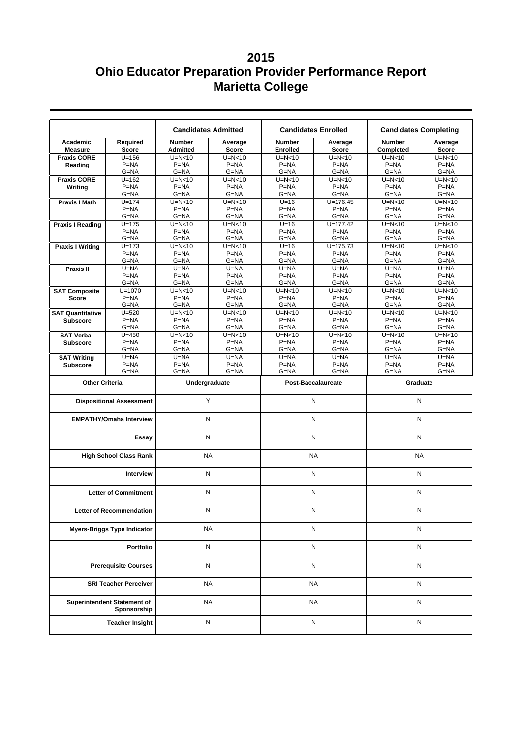# 2015
# Ohio Educator Preparation Provider Performance Report
# Marietta College

| | | Candidates Admitted | | Candidates Enrolled | | Candidates Completing | |
|---|---|---|---|---|---|---|---|
| **Academic Measure** | **Required Score** | **Number Admitted** | **Average Score** | **Number Enrolled** | **Average Score** | **Number Completed** | **Average Score** |
| **Praxis CORE Reading** | U=156<br>P=NA<br>G=NA | U=N<10<br>P=NA<br>G=NA | U=N<10<br>P=NA<br>G=NA | U=N<10<br>P=NA<br>G=NA | U=N<10<br>P=NA<br>G=NA | U=N<10<br>P=NA<br>G=NA | U=N<10<br>P=NA<br>G=NA |
| **Praxis CORE Writing** | U=162<br>P=NA<br>G=NA | U=N<10<br>P=NA<br>G=NA | U=N<10<br>P=NA<br>G=NA | U=N<10<br>P=NA<br>G=NA | U=N<10<br>P=NA<br>G=NA | U=N<10<br>P=NA<br>G=NA | U=N<10<br>P=NA<br>G=NA |
| **Praxis I Math** | U=174<br>P=NA<br>G=NA | U=N<10<br>P=NA<br>G=NA | U=N<10<br>P=NA<br>G=NA | U=16<br>P=NA<br>G=NA | U=176.45<br>P=NA<br>G=NA | U=N<10<br>P=NA<br>G=NA | U=N<10<br>P=NA<br>G=NA |
| **Praxis I Reading** | U=175<br>P=NA<br>G=NA | U=N<10<br>P=NA<br>G=NA | U=N<10<br>P=NA<br>G=NA | U=16<br>P=NA<br>G=NA | U=177.42<br>P=NA<br>G=NA | U=N<10<br>P=NA<br>G=NA | U=N<10<br>P=NA<br>G=NA |
| **Praxis I Writing** | U=173<br>P=NA<br>G=NA | U=N<10<br>P=NA<br>G=NA | U=N<10<br>P=NA<br>G=NA | U=16<br>P=NA<br>G=NA | U=175.73<br>P=NA<br>G=NA | U=N<10<br>P=NA<br>G=NA | U=N<10<br>P=NA<br>G=NA |
| **Praxis II** | U=NA<br>P=NA<br>G=NA | U=NA<br>P=NA<br>G=NA | U=NA<br>P=NA<br>G=NA | U=NA<br>P=NA<br>G=NA | U=NA<br>P=NA<br>G=NA | U=NA<br>P=NA<br>G=NA | U=NA<br>P=NA<br>G=NA |
| **SAT Composite Score** | U=1070<br>P=NA<br>G=NA | U=N<10<br>P=NA<br>G=NA | U=N<10<br>P=NA<br>G=NA | U=N<10<br>P=NA<br>G=NA | U=N<10<br>P=NA<br>G=NA | U=N<10<br>P=NA<br>G=NA | U=N<10<br>P=NA<br>G=NA |
| **SAT Quantitative Subscore** | U=520<br>P=NA<br>G=NA | U=N<10<br>P=NA<br>G=NA | U=N<10<br>P=NA<br>G=NA | U=N<10<br>P=NA<br>G=NA | U=N<10<br>P=NA<br>G=NA | U=N<10<br>P=NA<br>G=NA | U=N<10<br>P=NA<br>G=NA |
| **SAT Verbal Subscore** | U=450<br>P=NA<br>G=NA | U=N<10<br>P=NA<br>G=NA | U=N<10<br>P=NA<br>G=NA | U=N<10<br>P=NA<br>G=NA | U=N<10<br>P=NA<br>G=NA | U=N<10<br>P=NA<br>G=NA | U=N<10<br>P=NA<br>G=NA |
| **SAT Writing Subscore** | U=NA<br>P=NA<br>G=NA | U=NA<br>P=NA<br>G=NA | U=NA<br>P=NA<br>G=NA | U=NA<br>P=NA<br>G=NA | U=NA<br>P=NA<br>G=NA | U=NA<br>P=NA<br>G=NA | U=NA<br>P=NA<br>G=NA |

| Other Criteria | Undergraduate | Post-Baccalaureate | Graduate |
|---|---|---|---|
| **Dispositional Assessment** | Y | N | N |
| **EMPATHY/Omaha Interview** | N | N | N |
| **Essay** | N | N | N |
| **High School Class Rank** | NA | NA | NA |
| **Interview** | N | N | N |
| **Letter of Commitment** | N | N | N |
| **Letter of Recommendation** | N | N | N |
| **Myers-Briggs Type Indicator** | NA | N | N |
| **Portfolio** | N | N | N |
| **Prerequisite Courses** | N | N | N |
| **SRI Teacher Perceiver** | NA | NA | N |
| **Superintendent Statement of Sponsorship** | NA | NA | N |
| **Teacher Insight** | N | N | N |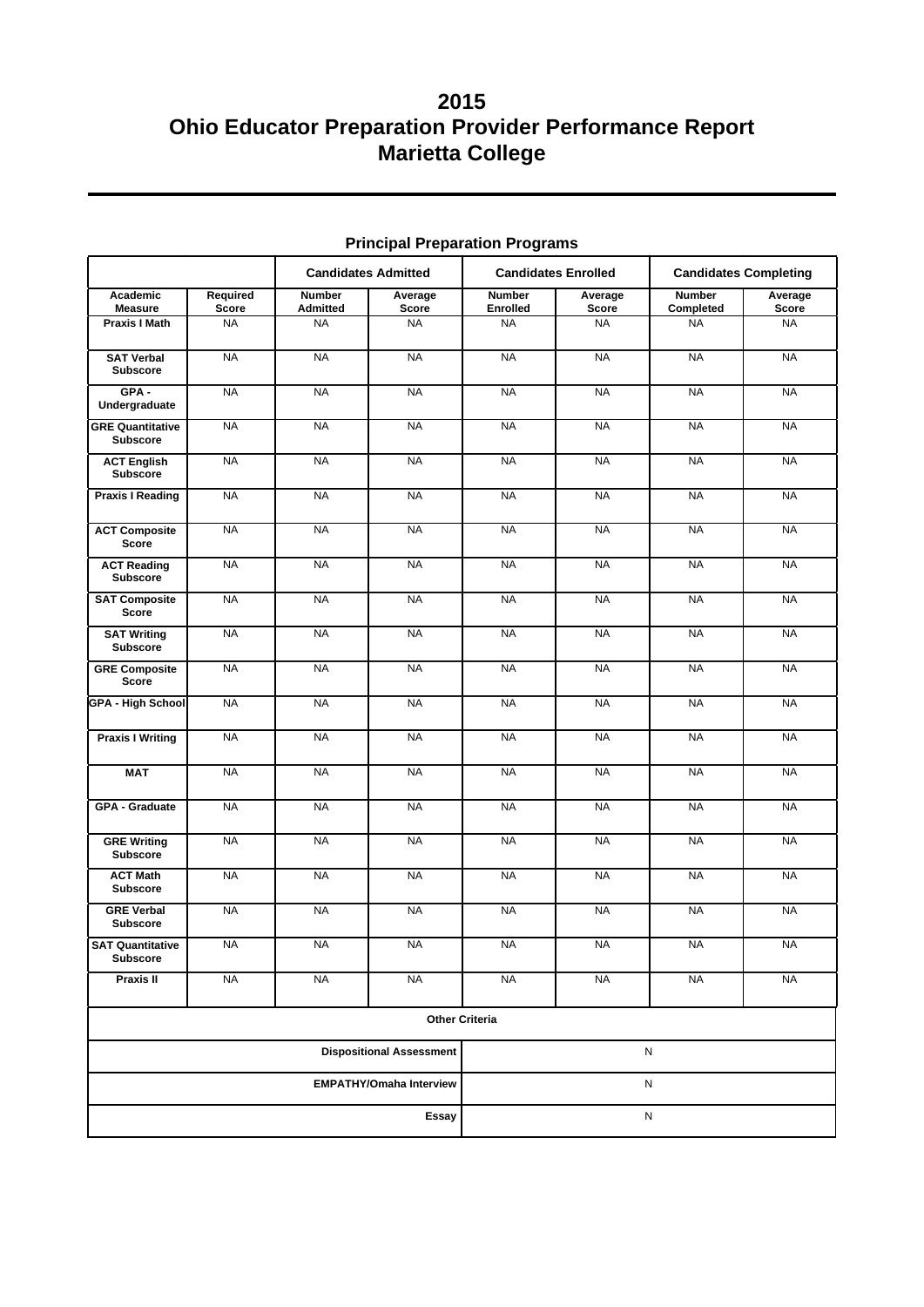# 2015
# Ohio Educator Preparation Provider Performance Report
# Marietta College

## Principal Preparation Programs

| | | Candidates Admitted | | Candidates Enrolled | | Candidates Completing | |
|---|---|---|---|---|---|---|---|
| **Academic Measure** | **Required Score** | **Number Admitted** | **Average Score** | **Number Enrolled** | **Average Score** | **Number Completed** | **Average Score** |
| **Praxis I Math** | NA | NA | NA | NA | NA | NA | NA |
| **SAT Verbal Subscore** | NA | NA | NA | NA | NA | NA | NA |
| **GPA - Undergraduate** | NA | NA | NA | NA | NA | NA | NA |
| **GRE Quantitative Subscore** | NA | NA | NA | NA | NA | NA | NA |
| **ACT English Subscore** | NA | NA | NA | NA | NA | NA | NA |
| **Praxis I Reading** | NA | NA | NA | NA | NA | NA | NA |
| **ACT Composite Score** | NA | NA | NA | NA | NA | NA | NA |
| **ACT Reading Subscore** | NA | NA | NA | NA | NA | NA | NA |
| **SAT Composite Score** | NA | NA | NA | NA | NA | NA | NA |
| **SAT Writing Subscore** | NA | NA | NA | NA | NA | NA | NA |
| **GRE Composite Score** | NA | NA | NA | NA | NA | NA | NA |
| **GPA - High School** | NA | NA | NA | NA | NA | NA | NA |
| **Praxis I Writing** | NA | NA | NA | NA | NA | NA | NA |
| **MAT** | NA | NA | NA | NA | NA | NA | NA |
| **GPA - Graduate** | NA | NA | NA | NA | NA | NA | NA |
| **GRE Writing Subscore** | NA | NA | NA | NA | NA | NA | NA |
| **ACT Math Subscore** | NA | NA | NA | NA | NA | NA | NA |
| **GRE Verbal Subscore** | NA | NA | NA | NA | NA | NA | NA |
| **SAT Quantitative Subscore** | NA | NA | NA | NA | NA | NA | NA |
| **Praxis II** | NA | NA | NA | NA | NA | NA | NA |

| Other Criteria | |
|---|---|
| **Dispositional Assessment** | N |
| **EMPATHY/Omaha Interview** | N |
| **Essay** | N |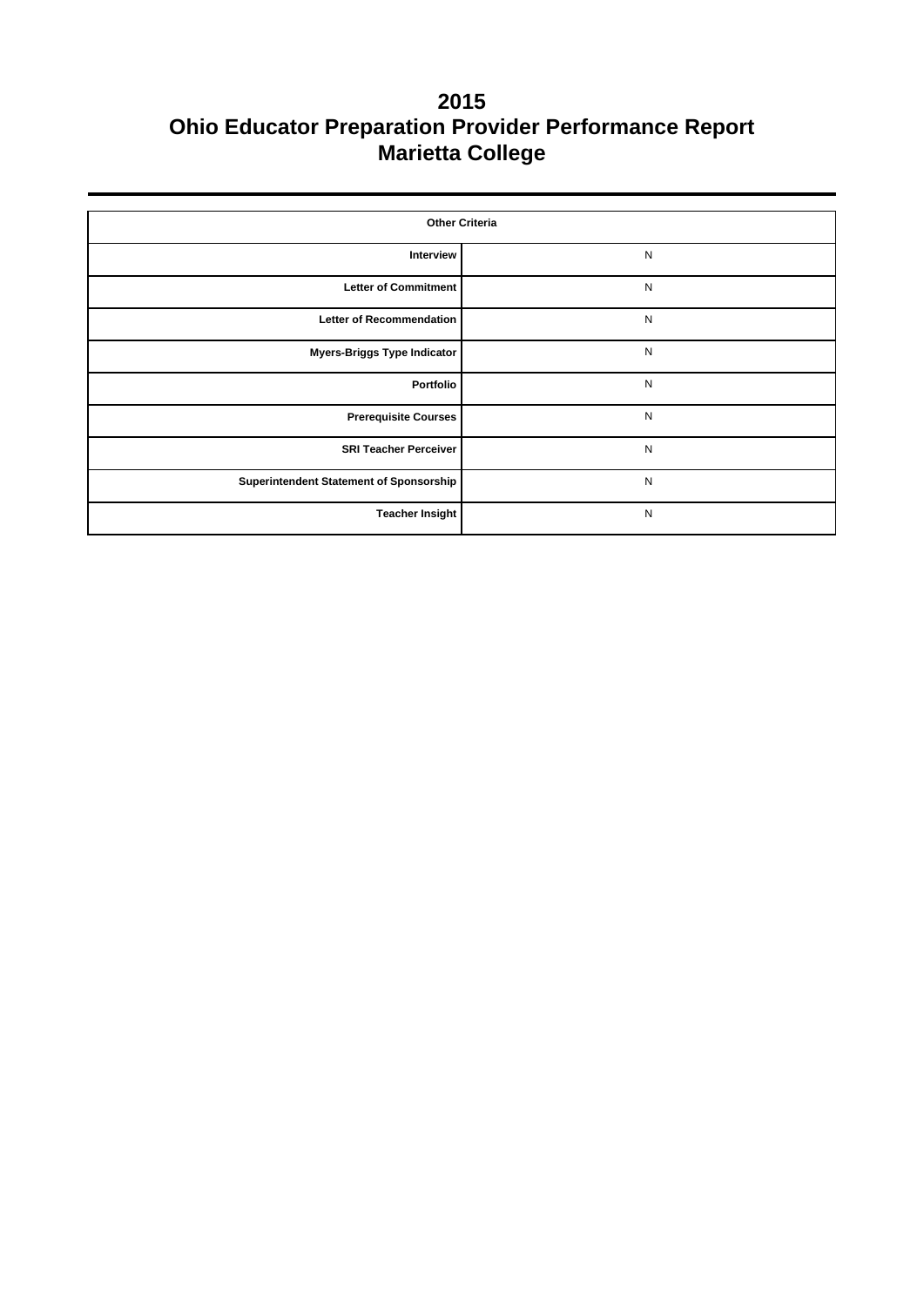# 2015
# Ohio Educator Preparation Provider Performance Report
# Marietta College

| Other Criteria | |
|---|---|
| Interview | N |
| Letter of Commitment | N |
| Letter of Recommendation | N |
| Myers-Briggs Type Indicator | N |
| Portfolio | N |
| Prerequisite Courses | N |
| SRI Teacher Perceiver | N |
| Superintendent Statement of Sponsorship | N |
| Teacher Insight | N |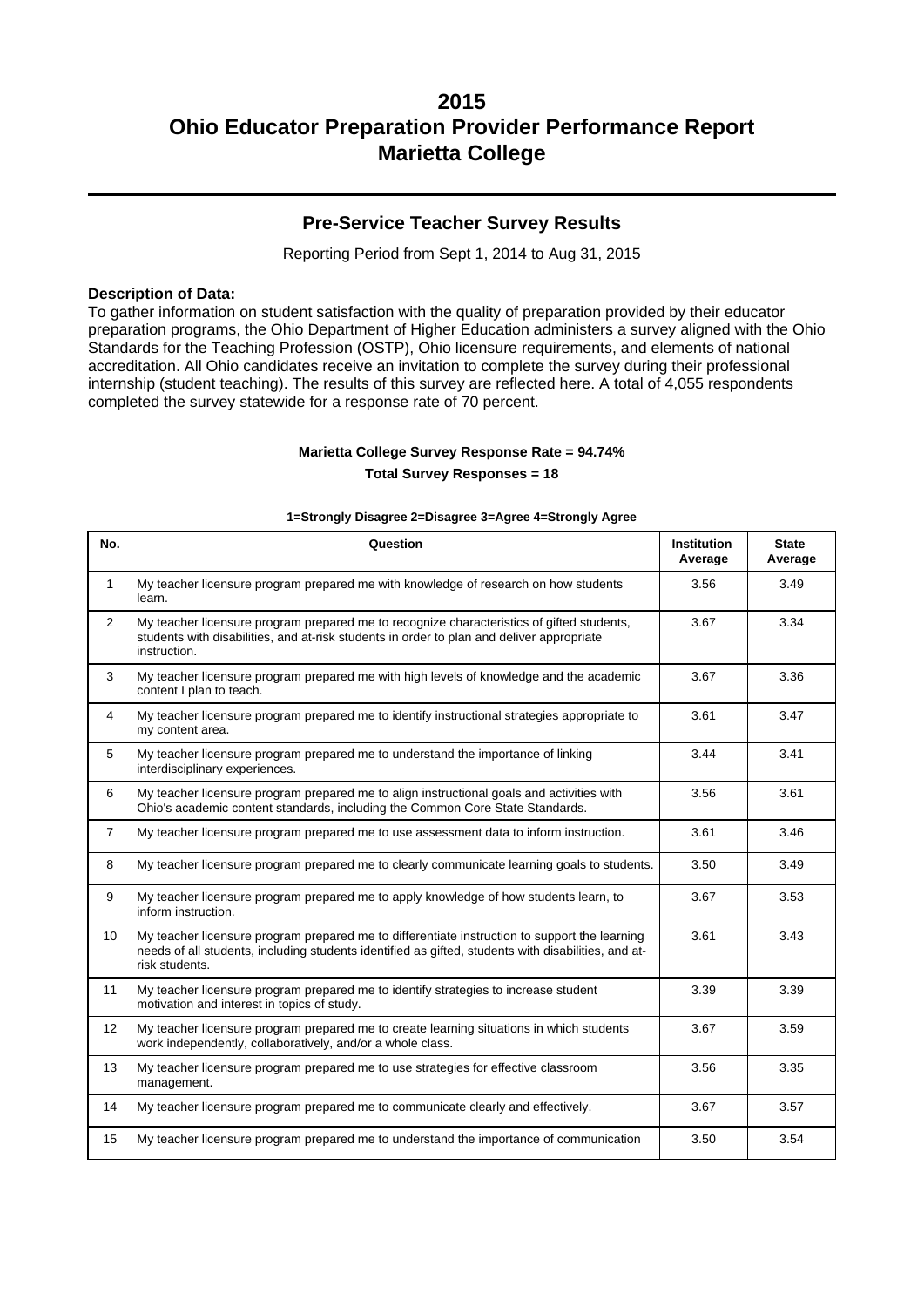# 2015
# Ohio Educator Preparation Provider Performance Report
# Marietta College

## Pre-Service Teacher Survey Results

Reporting Period from Sept 1, 2014 to Aug 31, 2015

**Description of Data:**
To gather information on student satisfaction with the quality of preparation provided by their educator preparation programs, the Ohio Department of Higher Education administers a survey aligned with the Ohio Standards for the Teaching Profession (OSTP), Ohio licensure requirements, and elements of national accreditation. All Ohio candidates receive an invitation to complete the survey during their professional internship (student teaching). The results of this survey are reflected here. A total of 4,055 respondents completed the survey statewide for a response rate of 70 percent.

**Marietta College Survey Response Rate = 94.74%**

**Total Survey Responses = 18**

**1=Strongly Disagree 2=Disagree 3=Agree 4=Strongly Agree**

| No. | Question | Institution Average | State Average |
|---|---|---|---|
| 1 | My teacher licensure program prepared me with knowledge of research on how students learn. | 3.56 | 3.49 |
| 2 | My teacher licensure program prepared me to recognize characteristics of gifted students, students with disabilities, and at-risk students in order to plan and deliver appropriate instruction. | 3.67 | 3.34 |
| 3 | My teacher licensure program prepared me with high levels of knowledge and the academic content I plan to teach. | 3.67 | 3.36 |
| 4 | My teacher licensure program prepared me to identify instructional strategies appropriate to my content area. | 3.61 | 3.47 |
| 5 | My teacher licensure program prepared me to understand the importance of linking interdisciplinary experiences. | 3.44 | 3.41 |
| 6 | My teacher licensure program prepared me to align instructional goals and activities with Ohio's academic content standards, including the Common Core State Standards. | 3.56 | 3.61 |
| 7 | My teacher licensure program prepared me to use assessment data to inform instruction. | 3.61 | 3.46 |
| 8 | My teacher licensure program prepared me to clearly communicate learning goals to students. | 3.50 | 3.49 |
| 9 | My teacher licensure program prepared me to apply knowledge of how students learn, to inform instruction. | 3.67 | 3.53 |
| 10 | My teacher licensure program prepared me to differentiate instruction to support the learning needs of all students, including students identified as gifted, students with disabilities, and at-risk students. | 3.61 | 3.43 |
| 11 | My teacher licensure program prepared me to identify strategies to increase student motivation and interest in topics of study. | 3.39 | 3.39 |
| 12 | My teacher licensure program prepared me to create learning situations in which students work independently, collaboratively, and/or a whole class. | 3.67 | 3.59 |
| 13 | My teacher licensure program prepared me to use strategies for effective classroom management. | 3.56 | 3.35 |
| 14 | My teacher licensure program prepared me to communicate clearly and effectively. | 3.67 | 3.57 |
| 15 | My teacher licensure program prepared me to understand the importance of communication | 3.50 | 3.54 |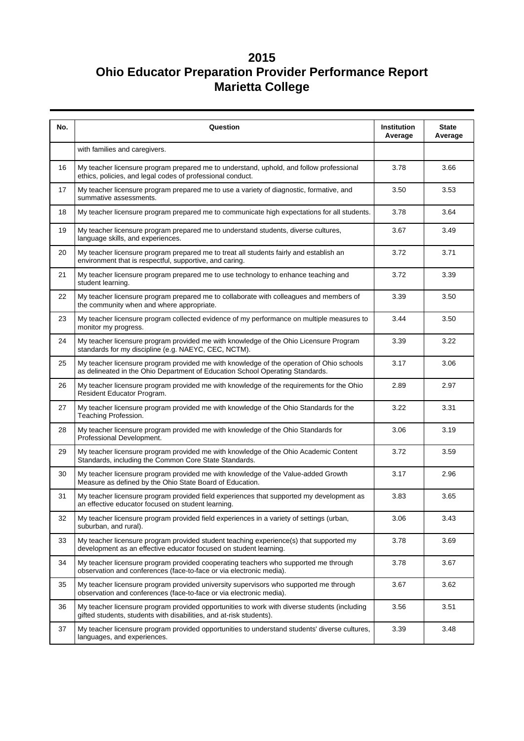# 2015
# Ohio Educator Preparation Provider Performance Report
# Marietta College

| No. | Question | Institution Average | State Average |
|---|---|---|---|
| | with families and caregivers. | | |
| 16 | My teacher licensure program prepared me to understand, uphold, and follow professional ethics, policies, and legal codes of professional conduct. | 3.78 | 3.66 |
| 17 | My teacher licensure program prepared me to use a variety of diagnostic, formative, and summative assessments. | 3.50 | 3.53 |
| 18 | My teacher licensure program prepared me to communicate high expectations for all students. | 3.78 | 3.64 |
| 19 | My teacher licensure program prepared me to understand students, diverse cultures, language skills, and experiences. | 3.67 | 3.49 |
| 20 | My teacher licensure program prepared me to treat all students fairly and establish an environment that is respectful, supportive, and caring. | 3.72 | 3.71 |
| 21 | My teacher licensure program prepared me to use technology to enhance teaching and student learning. | 3.72 | 3.39 |
| 22 | My teacher licensure program prepared me to collaborate with colleagues and members of the community when and where appropriate. | 3.39 | 3.50 |
| 23 | My teacher licensure program collected evidence of my performance on multiple measures to monitor my progress. | 3.44 | 3.50 |
| 24 | My teacher licensure program provided me with knowledge of the Ohio Licensure Program standards for my discipline (e.g. NAEYC, CEC, NCTM). | 3.39 | 3.22 |
| 25 | My teacher licensure program provided me with knowledge of the operation of Ohio schools as delineated in the Ohio Department of Education School Operating Standards. | 3.17 | 3.06 |
| 26 | My teacher licensure program provided me with knowledge of the requirements for the Ohio Resident Educator Program. | 2.89 | 2.97 |
| 27 | My teacher licensure program provided me with knowledge of the Ohio Standards for the Teaching Profession. | 3.22 | 3.31 |
| 28 | My teacher licensure program provided me with knowledge of the Ohio Standards for Professional Development. | 3.06 | 3.19 |
| 29 | My teacher licensure program provided me with knowledge of the Ohio Academic Content Standards, including the Common Core State Standards. | 3.72 | 3.59 |
| 30 | My teacher licensure program provided me with knowledge of the Value-added Growth Measure as defined by the Ohio State Board of Education. | 3.17 | 2.96 |
| 31 | My teacher licensure program provided field experiences that supported my development as an effective educator focused on student learning. | 3.83 | 3.65 |
| 32 | My teacher licensure program provided field experiences in a variety of settings (urban, suburban, and rural). | 3.06 | 3.43 |
| 33 | My teacher licensure program provided student teaching experience(s) that supported my development as an effective educator focused on student learning. | 3.78 | 3.69 |
| 34 | My teacher licensure program provided cooperating teachers who supported me through observation and conferences (face-to-face or via electronic media). | 3.78 | 3.67 |
| 35 | My teacher licensure program provided university supervisors who supported me through observation and conferences (face-to-face or via electronic media). | 3.67 | 3.62 |
| 36 | My teacher licensure program provided opportunities to work with diverse students (including gifted students, students with disabilities, and at-risk students). | 3.56 | 3.51 |
| 37 | My teacher licensure program provided opportunities to understand students' diverse cultures, languages, and experiences. | 3.39 | 3.48 |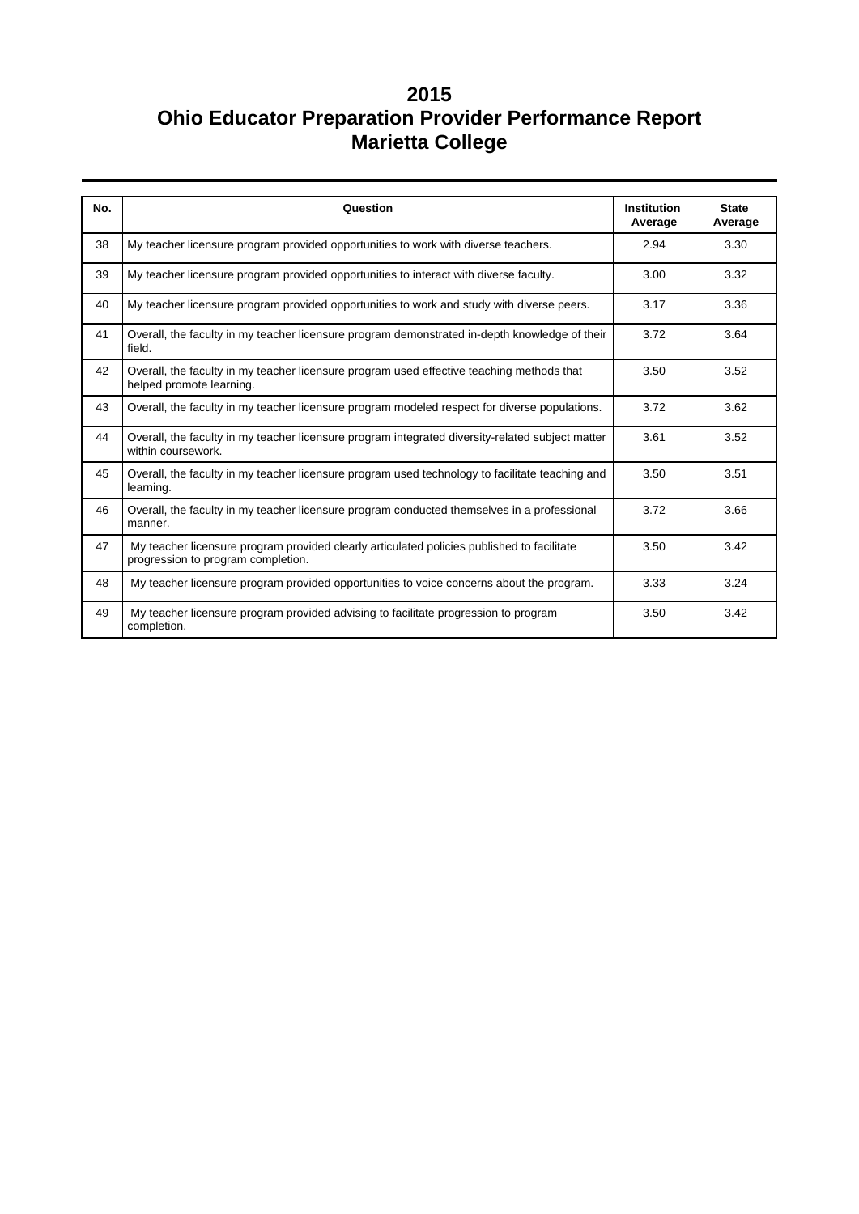# 2015
# Ohio Educator Preparation Provider Performance Report
# Marietta College

| No. | Question | Institution Average | State Average |
|---|---|---|---|
| 38 | My teacher licensure program provided opportunities to work with diverse teachers. | 2.94 | 3.30 |
| 39 | My teacher licensure program provided opportunities to interact with diverse faculty. | 3.00 | 3.32 |
| 40 | My teacher licensure program provided opportunities to work and study with diverse peers. | 3.17 | 3.36 |
| 41 | Overall, the faculty in my teacher licensure program demonstrated in-depth knowledge of their field. | 3.72 | 3.64 |
| 42 | Overall, the faculty in my teacher licensure program used effective teaching methods that helped promote learning. | 3.50 | 3.52 |
| 43 | Overall, the faculty in my teacher licensure program modeled respect for diverse populations. | 3.72 | 3.62 |
| 44 | Overall, the faculty in my teacher licensure program integrated diversity-related subject matter within coursework. | 3.61 | 3.52 |
| 45 | Overall, the faculty in my teacher licensure program used technology to facilitate teaching and learning. | 3.50 | 3.51 |
| 46 | Overall, the faculty in my teacher licensure program conducted themselves in a professional manner. | 3.72 | 3.66 |
| 47 | My teacher licensure program provided clearly articulated policies published to facilitate progression to program completion. | 3.50 | 3.42 |
| 48 | My teacher licensure program provided opportunities to voice concerns about the program. | 3.33 | 3.24 |
| 49 | My teacher licensure program provided advising to facilitate progression to program completion. | 3.50 | 3.42 |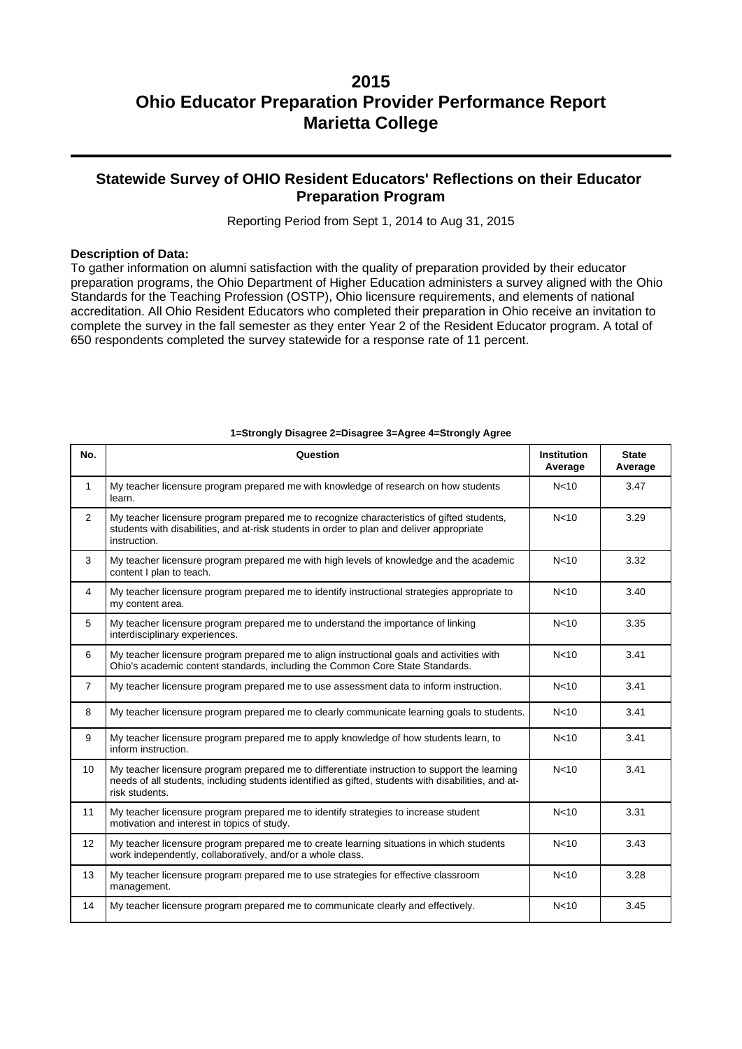# 2015
# Ohio Educator Preparation Provider Performance Report
# Marietta College

## Statewide Survey of OHIO Resident Educators' Reflections on their Educator Preparation Program

Reporting Period from Sept 1, 2014 to Aug 31, 2015

**Description of Data:**
To gather information on alumni satisfaction with the quality of preparation provided by their educator preparation programs, the Ohio Department of Higher Education administers a survey aligned with the Ohio Standards for the Teaching Profession (OSTP), Ohio licensure requirements, and elements of national accreditation. All Ohio Resident Educators who completed their preparation in Ohio receive an invitation to complete the survey in the fall semester as they enter Year 2 of the Resident Educator program. A total of 650 respondents completed the survey statewide for a response rate of 11 percent.

**1=Strongly Disagree 2=Disagree 3=Agree 4=Strongly Agree**

| No. | Question | Institution Average | State Average |
|---|---|---|---|
| 1 | My teacher licensure program prepared me with knowledge of research on how students learn. | N<10 | 3.47 |
| 2 | My teacher licensure program prepared me to recognize characteristics of gifted students, students with disabilities, and at-risk students in order to plan and deliver appropriate instruction. | N<10 | 3.29 |
| 3 | My teacher licensure program prepared me with high levels of knowledge and the academic content I plan to teach. | N<10 | 3.32 |
| 4 | My teacher licensure program prepared me to identify instructional strategies appropriate to my content area. | N<10 | 3.40 |
| 5 | My teacher licensure program prepared me to understand the importance of linking interdisciplinary experiences. | N<10 | 3.35 |
| 6 | My teacher licensure program prepared me to align instructional goals and activities with Ohio's academic content standards, including the Common Core State Standards. | N<10 | 3.41 |
| 7 | My teacher licensure program prepared me to use assessment data to inform instruction. | N<10 | 3.41 |
| 8 | My teacher licensure program prepared me to clearly communicate learning goals to students. | N<10 | 3.41 |
| 9 | My teacher licensure program prepared me to apply knowledge of how students learn, to inform instruction. | N<10 | 3.41 |
| 10 | My teacher licensure program prepared me to differentiate instruction to support the learning needs of all students, including students identified as gifted, students with disabilities, and at-risk students. | N<10 | 3.41 |
| 11 | My teacher licensure program prepared me to identify strategies to increase student motivation and interest in topics of study. | N<10 | 3.31 |
| 12 | My teacher licensure program prepared me to create learning situations in which students work independently, collaboratively, and/or a whole class. | N<10 | 3.43 |
| 13 | My teacher licensure program prepared me to use strategies for effective classroom management. | N<10 | 3.28 |
| 14 | My teacher licensure program prepared me to communicate clearly and effectively. | N<10 | 3.45 |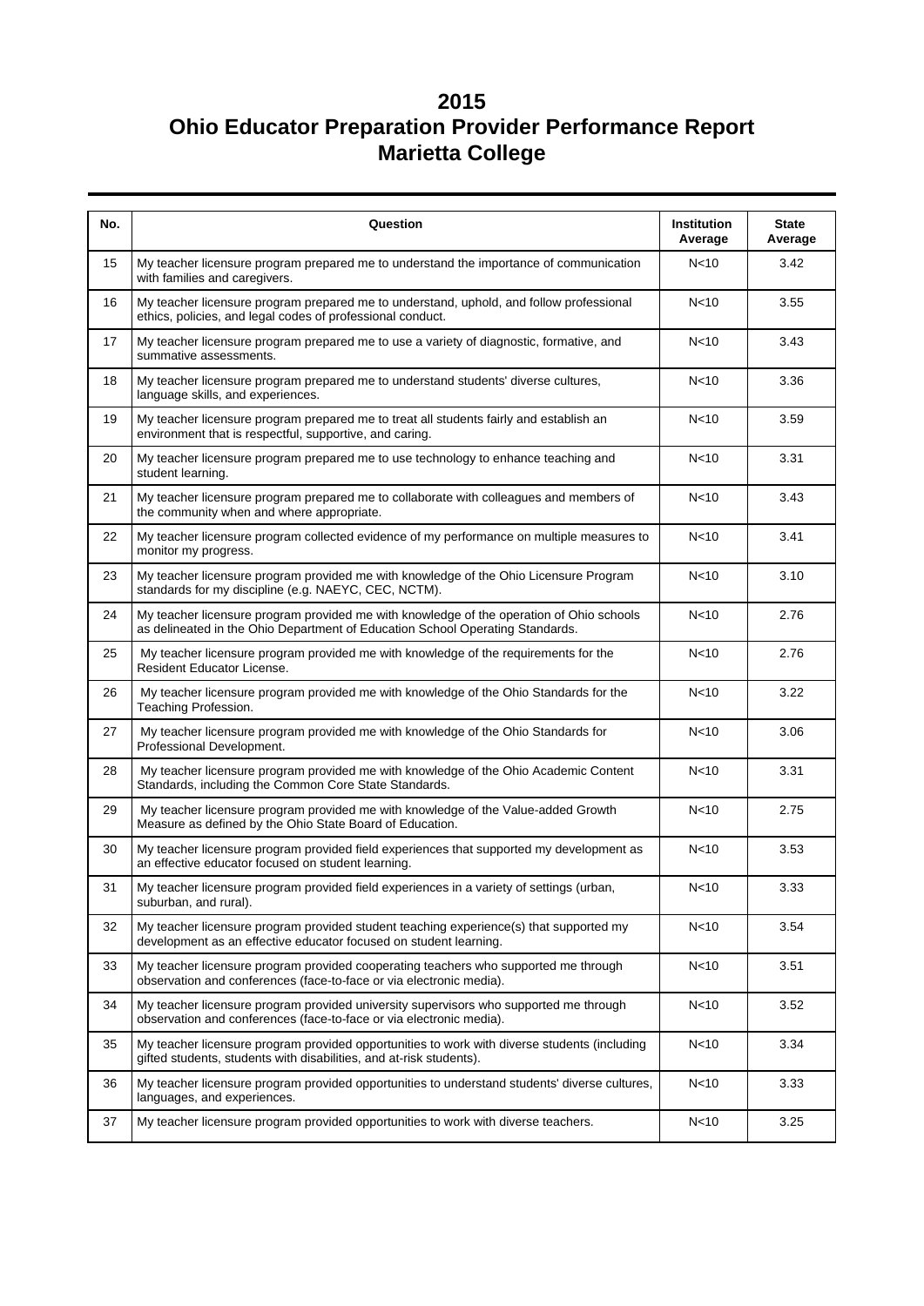# 2015
# Ohio Educator Preparation Provider Performance Report
# Marietta College

| No. | Question | Institution Average | State Average |
|---|---|---|---|
| 15 | My teacher licensure program prepared me to understand the importance of communication with families and caregivers. | N<10 | 3.42 |
| 16 | My teacher licensure program prepared me to understand, uphold, and follow professional ethics, policies, and legal codes of professional conduct. | N<10 | 3.55 |
| 17 | My teacher licensure program prepared me to use a variety of diagnostic, formative, and summative assessments. | N<10 | 3.43 |
| 18 | My teacher licensure program prepared me to understand students' diverse cultures, language skills, and experiences. | N<10 | 3.36 |
| 19 | My teacher licensure program prepared me to treat all students fairly and establish an environment that is respectful, supportive, and caring. | N<10 | 3.59 |
| 20 | My teacher licensure program prepared me to use technology to enhance teaching and student learning. | N<10 | 3.31 |
| 21 | My teacher licensure program prepared me to collaborate with colleagues and members of the community when and where appropriate. | N<10 | 3.43 |
| 22 | My teacher licensure program collected evidence of my performance on multiple measures to monitor my progress. | N<10 | 3.41 |
| 23 | My teacher licensure program provided me with knowledge of the Ohio Licensure Program standards for my discipline (e.g. NAEYC, CEC, NCTM). | N<10 | 3.10 |
| 24 | My teacher licensure program provided me with knowledge of the operation of Ohio schools as delineated in the Ohio Department of Education School Operating Standards. | N<10 | 2.76 |
| 25 | My teacher licensure program provided me with knowledge of the requirements for the Resident Educator License. | N<10 | 2.76 |
| 26 | My teacher licensure program provided me with knowledge of the Ohio Standards for the Teaching Profession. | N<10 | 3.22 |
| 27 | My teacher licensure program provided me with knowledge of the Ohio Standards for Professional Development. | N<10 | 3.06 |
| 28 | My teacher licensure program provided me with knowledge of the Ohio Academic Content Standards, including the Common Core State Standards. | N<10 | 3.31 |
| 29 | My teacher licensure program provided me with knowledge of the Value-added Growth Measure as defined by the Ohio State Board of Education. | N<10 | 2.75 |
| 30 | My teacher licensure program provided field experiences that supported my development as an effective educator focused on student learning. | N<10 | 3.53 |
| 31 | My teacher licensure program provided field experiences in a variety of settings (urban, suburban, and rural). | N<10 | 3.33 |
| 32 | My teacher licensure program provided student teaching experience(s) that supported my development as an effective educator focused on student learning. | N<10 | 3.54 |
| 33 | My teacher licensure program provided cooperating teachers who supported me through observation and conferences (face-to-face or via electronic media). | N<10 | 3.51 |
| 34 | My teacher licensure program provided university supervisors who supported me through observation and conferences (face-to-face or via electronic media). | N<10 | 3.52 |
| 35 | My teacher licensure program provided opportunities to work with diverse students (including gifted students, students with disabilities, and at-risk students). | N<10 | 3.34 |
| 36 | My teacher licensure program provided opportunities to understand students' diverse cultures, languages, and experiences. | N<10 | 3.33 |
| 37 | My teacher licensure program provided opportunities to work with diverse teachers. | N<10 | 3.25 |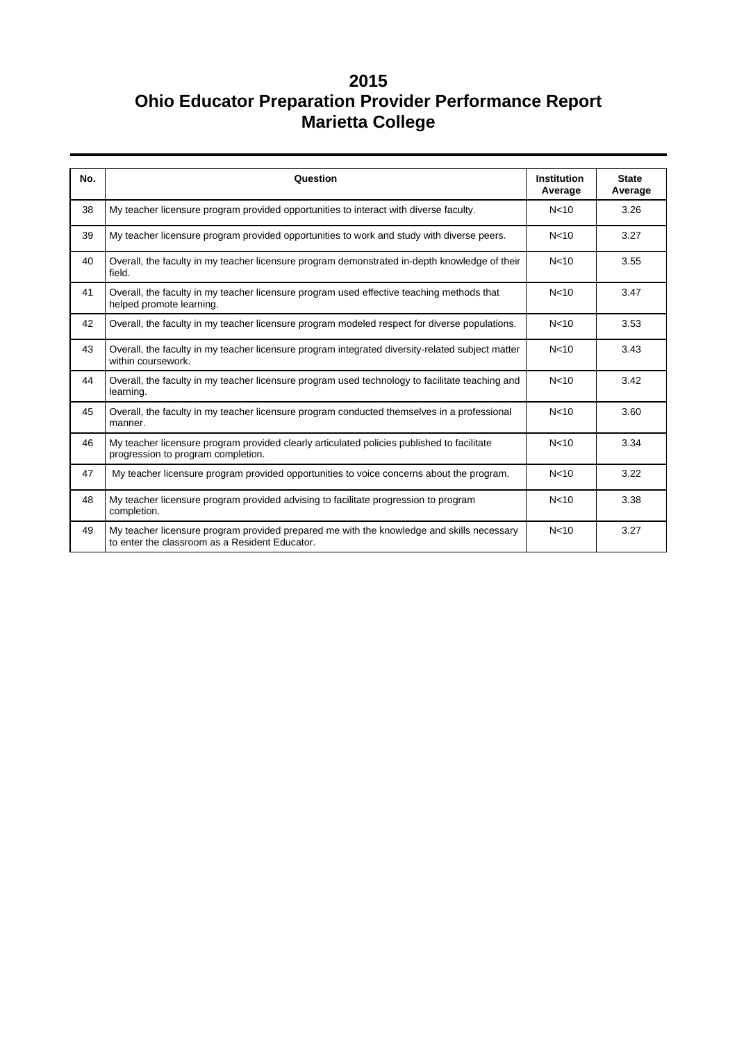# 2015
# Ohio Educator Preparation Provider Performance Report
# Marietta College

| No. | Question | Institution Average | State Average |
|---|---|---|---|
| 38 | My teacher licensure program provided opportunities to interact with diverse faculty. | N<10 | 3.26 |
| 39 | My teacher licensure program provided opportunities to work and study with diverse peers. | N<10 | 3.27 |
| 40 | Overall, the faculty in my teacher licensure program demonstrated in-depth knowledge of their field. | N<10 | 3.55 |
| 41 | Overall, the faculty in my teacher licensure program used effective teaching methods that helped promote learning. | N<10 | 3.47 |
| 42 | Overall, the faculty in my teacher licensure program modeled respect for diverse populations. | N<10 | 3.53 |
| 43 | Overall, the faculty in my teacher licensure program integrated diversity-related subject matter within coursework. | N<10 | 3.43 |
| 44 | Overall, the faculty in my teacher licensure program used technology to facilitate teaching and learning. | N<10 | 3.42 |
| 45 | Overall, the faculty in my teacher licensure program conducted themselves in a professional manner. | N<10 | 3.60 |
| 46 | My teacher licensure program provided clearly articulated policies published to facilitate progression to program completion. | N<10 | 3.34 |
| 47 | My teacher licensure program provided opportunities to voice concerns about the program. | N<10 | 3.22 |
| 48 | My teacher licensure program provided advising to facilitate progression to program completion. | N<10 | 3.38 |
| 49 | My teacher licensure program provided prepared me with the knowledge and skills necessary to enter the classroom as a Resident Educator. | N<10 | 3.27 |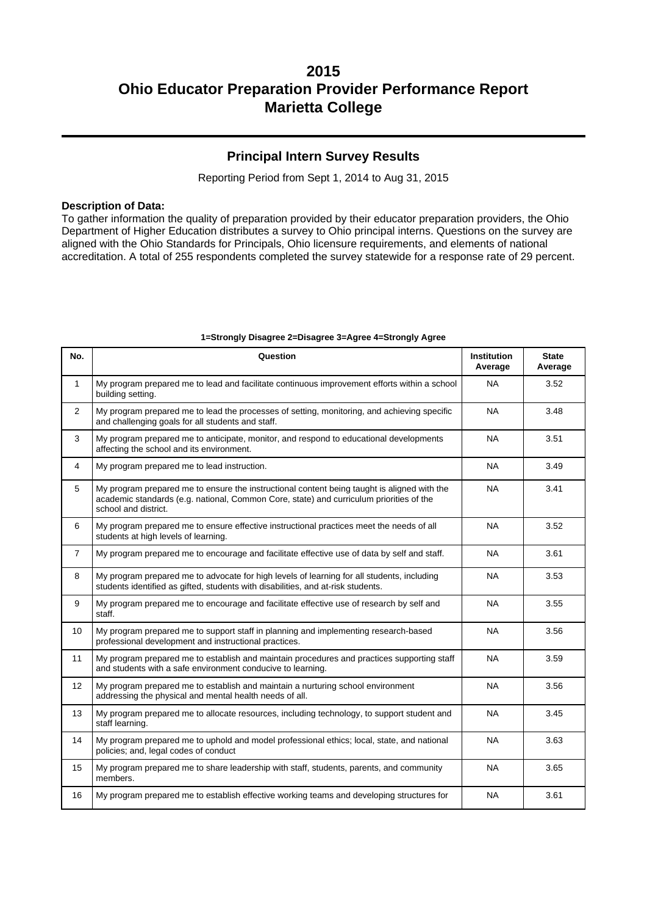# 2015
# Ohio Educator Preparation Provider Performance Report
# Marietta College

## Principal Intern Survey Results

Reporting Period from Sept 1, 2014 to Aug 31, 2015

**Description of Data:**
To gather information the quality of preparation provided by their educator preparation providers, the Ohio Department of Higher Education distributes a survey to Ohio principal interns. Questions on the survey are aligned with the Ohio Standards for Principals, Ohio licensure requirements, and elements of national accreditation. A total of 255 respondents completed the survey statewide for a response rate of 29 percent.

**1=Strongly Disagree 2=Disagree 3=Agree 4=Strongly Agree**

| No. | Question | Institution Average | State Average |
|---|---|---|---|
| 1 | My program prepared me to lead and facilitate continuous improvement efforts within a school building setting. | NA | 3.52 |
| 2 | My program prepared me to lead the processes of setting, monitoring, and achieving specific and challenging goals for all students and staff. | NA | 3.48 |
| 3 | My program prepared me to anticipate, monitor, and respond to educational developments affecting the school and its environment. | NA | 3.51 |
| 4 | My program prepared me to lead instruction. | NA | 3.49 |
| 5 | My program prepared me to ensure the instructional content being taught is aligned with the academic standards (e.g. national, Common Core, state) and curriculum priorities of the school and district. | NA | 3.41 |
| 6 | My program prepared me to ensure effective instructional practices meet the needs of all students at high levels of learning. | NA | 3.52 |
| 7 | My program prepared me to encourage and facilitate effective use of data by self and staff. | NA | 3.61 |
| 8 | My program prepared me to advocate for high levels of learning for all students, including students identified as gifted, students with disabilities, and at-risk students. | NA | 3.53 |
| 9 | My program prepared me to encourage and facilitate effective use of research by self and staff. | NA | 3.55 |
| 10 | My program prepared me to support staff in planning and implementing research-based professional development and instructional practices. | NA | 3.56 |
| 11 | My program prepared me to establish and maintain procedures and practices supporting staff and students with a safe environment conducive to learning. | NA | 3.59 |
| 12 | My program prepared me to establish and maintain a nurturing school environment addressing the physical and mental health needs of all. | NA | 3.56 |
| 13 | My program prepared me to allocate resources, including technology, to support student and staff learning. | NA | 3.45 |
| 14 | My program prepared me to uphold and model professional ethics; local, state, and national policies; and, legal codes of conduct | NA | 3.63 |
| 15 | My program prepared me to share leadership with staff, students, parents, and community members. | NA | 3.65 |
| 16 | My program prepared me to establish effective working teams and developing structures for | NA | 3.61 |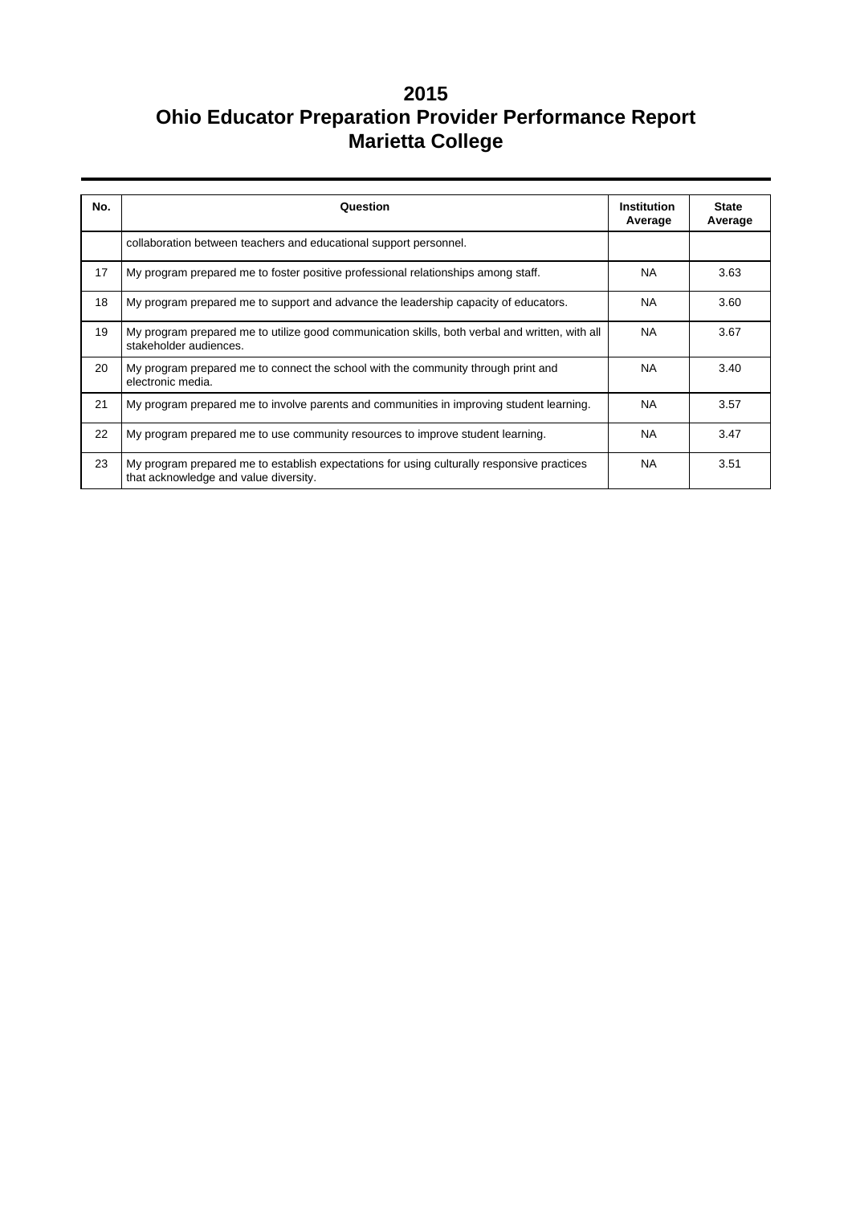# 2015
# Ohio Educator Preparation Provider Performance Report
# Marietta College

| No. | Question | Institution Average | State Average |
|---|---|---|---|
| | collaboration between teachers and educational support personnel. | | |
| 17 | My program prepared me to foster positive professional relationships among staff. | NA | 3.63 |
| 18 | My program prepared me to support and advance the leadership capacity of educators. | NA | 3.60 |
| 19 | My program prepared me to utilize good communication skills, both verbal and written, with all stakeholder audiences. | NA | 3.67 |
| 20 | My program prepared me to connect the school with the community through print and electronic media. | NA | 3.40 |
| 21 | My program prepared me to involve parents and communities in improving student learning. | NA | 3.57 |
| 22 | My program prepared me to use community resources to improve student learning. | NA | 3.47 |
| 23 | My program prepared me to establish expectations for using culturally responsive practices that acknowledge and value diversity. | NA | 3.51 |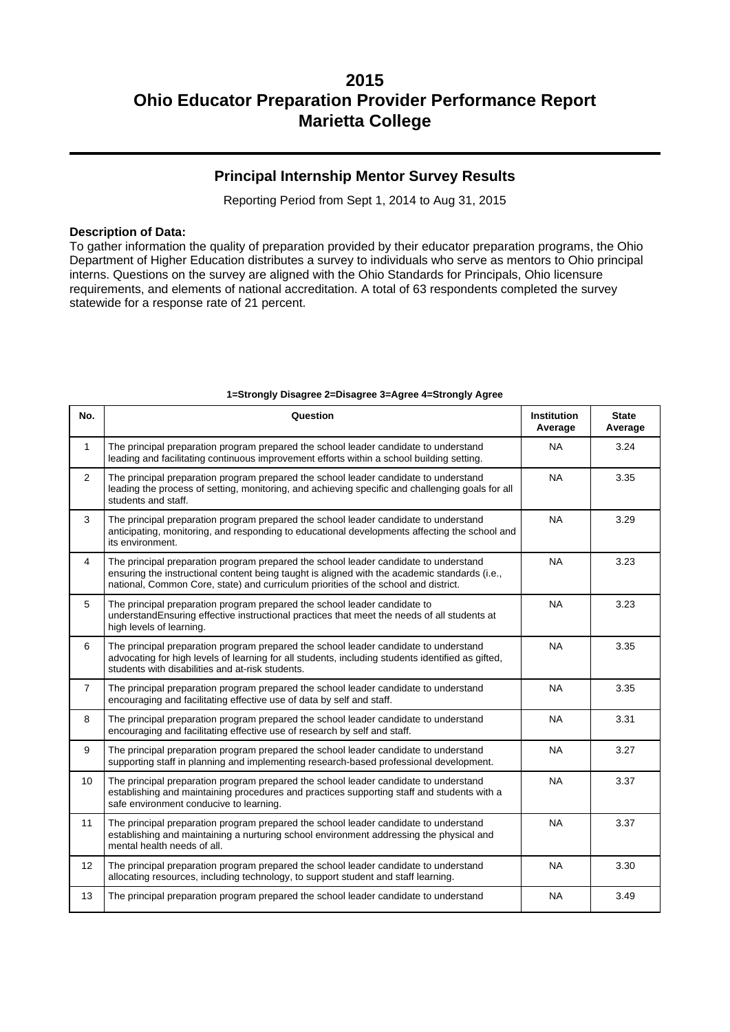# 2015
# Ohio Educator Preparation Provider Performance Report
# Marietta College

## Principal Internship Mentor Survey Results

Reporting Period from Sept 1, 2014 to Aug 31, 2015

**Description of Data:**
To gather information the quality of preparation provided by their educator preparation programs, the Ohio Department of Higher Education distributes a survey to individuals who serve as mentors to Ohio principal interns. Questions on the survey are aligned with the Ohio Standards for Principals, Ohio licensure requirements, and elements of national accreditation. A total of 63 respondents completed the survey statewide for a response rate of 21 percent.

**1=Strongly Disagree 2=Disagree 3=Agree 4=Strongly Agree**

| No. | Question | Institution Average | State Average |
|---|---|---|---|
| 1 | The principal preparation program prepared the school leader candidate to understand leading and facilitating continuous improvement efforts within a school building setting. | NA | 3.24 |
| 2 | The principal preparation program prepared the school leader candidate to understand leading the process of setting, monitoring, and achieving specific and challenging goals for all students and staff. | NA | 3.35 |
| 3 | The principal preparation program prepared the school leader candidate to understand anticipating, monitoring, and responding to educational developments affecting the school and its environment. | NA | 3.29 |
| 4 | The principal preparation program prepared the school leader candidate to understand ensuring the instructional content being taught is aligned with the academic standards (i.e., national, Common Core, state) and curriculum priorities of the school and district. | NA | 3.23 |
| 5 | The principal preparation program prepared the school leader candidate to understandEnsuring effective instructional practices that meet the needs of all students at high levels of learning. | NA | 3.23 |
| 6 | The principal preparation program prepared the school leader candidate to understand advocating for high levels of learning for all students, including students identified as gifted, students with disabilities and at-risk students. | NA | 3.35 |
| 7 | The principal preparation program prepared the school leader candidate to understand encouraging and facilitating effective use of data by self and staff. | NA | 3.35 |
| 8 | The principal preparation program prepared the school leader candidate to understand encouraging and facilitating effective use of research by self and staff. | NA | 3.31 |
| 9 | The principal preparation program prepared the school leader candidate to understand supporting staff in planning and implementing research-based professional development. | NA | 3.27 |
| 10 | The principal preparation program prepared the school leader candidate to understand establishing and maintaining procedures and practices supporting staff and students with a safe environment conducive to learning. | NA | 3.37 |
| 11 | The principal preparation program prepared the school leader candidate to understand establishing and maintaining a nurturing school environment addressing the physical and mental health needs of all. | NA | 3.37 |
| 12 | The principal preparation program prepared the school leader candidate to understand allocating resources, including technology, to support student and staff learning. | NA | 3.30 |
| 13 | The principal preparation program prepared the school leader candidate to understand | NA | 3.49 |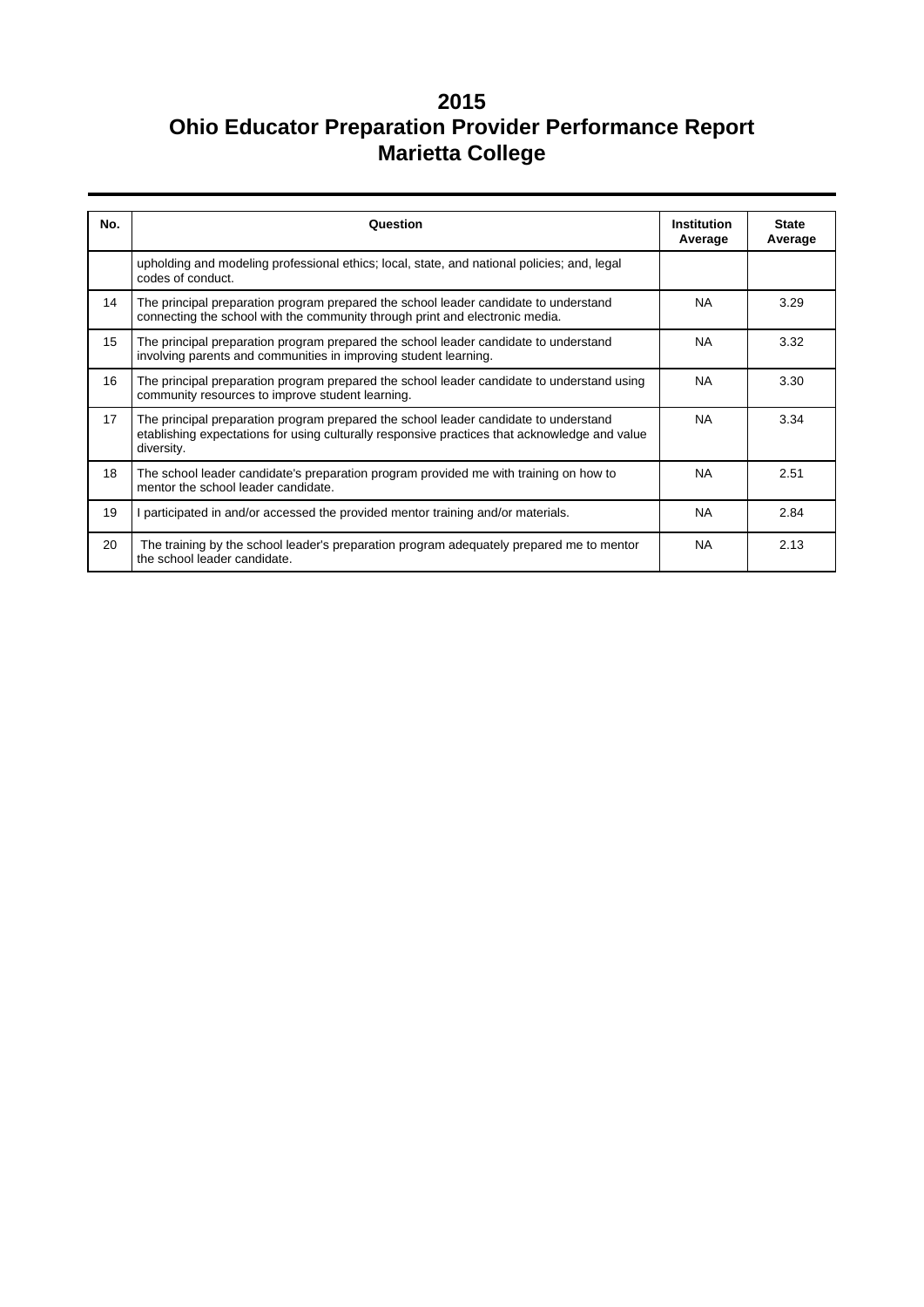# 2015
# Ohio Educator Preparation Provider Performance Report
# Marietta College

| No. | Question | Institution Average | State Average |
|---|---|---|---|
| | upholding and modeling professional ethics; local, state, and national policies; and, legal codes of conduct. | | |
| 14 | The principal preparation program prepared the school leader candidate to understand connecting the school with the community through print and electronic media. | NA | 3.29 |
| 15 | The principal preparation program prepared the school leader candidate to understand involving parents and communities in improving student learning. | NA | 3.32 |
| 16 | The principal preparation program prepared the school leader candidate to understand using community resources to improve student learning. | NA | 3.30 |
| 17 | The principal preparation program prepared the school leader candidate to understand etablishing expectations for using culturally responsive practices that acknowledge and value diversity. | NA | 3.34 |
| 18 | The school leader candidate's preparation program provided me with training on how to mentor the school leader candidate. | NA | 2.51 |
| 19 | I participated in and/or accessed the provided mentor training and/or materials. | NA | 2.84 |
| 20 | The training by the school leader's preparation program adequately prepared me to mentor the school leader candidate. | NA | 2.13 |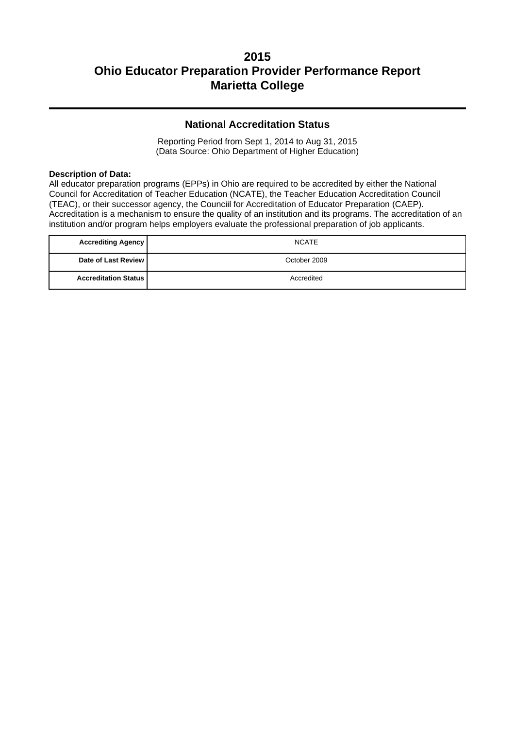# 2015
# Ohio Educator Preparation Provider Performance Report
# Marietta College

## National Accreditation Status

Reporting Period from Sept 1, 2014 to Aug 31, 2015
(Data Source: Ohio Department of Higher Education)

**Description of Data:**
All educator preparation programs (EPPs) in Ohio are required to be accredited by either the National Council for Accreditation of Teacher Education (NCATE), the Teacher Education Accreditation Council (TEAC), or their successor agency, the Counciil for Accreditation of Educator Preparation (CAEP). Accreditation is a mechanism to ensure the quality of an institution and its programs. The accreditation of an institution and/or program helps employers evaluate the professional preparation of job applicants.

| | |
|---|---|
| **Accrediting Agency** | NCATE |
| **Date of Last Review** | October 2009 |
| **Accreditation Status** | Accredited |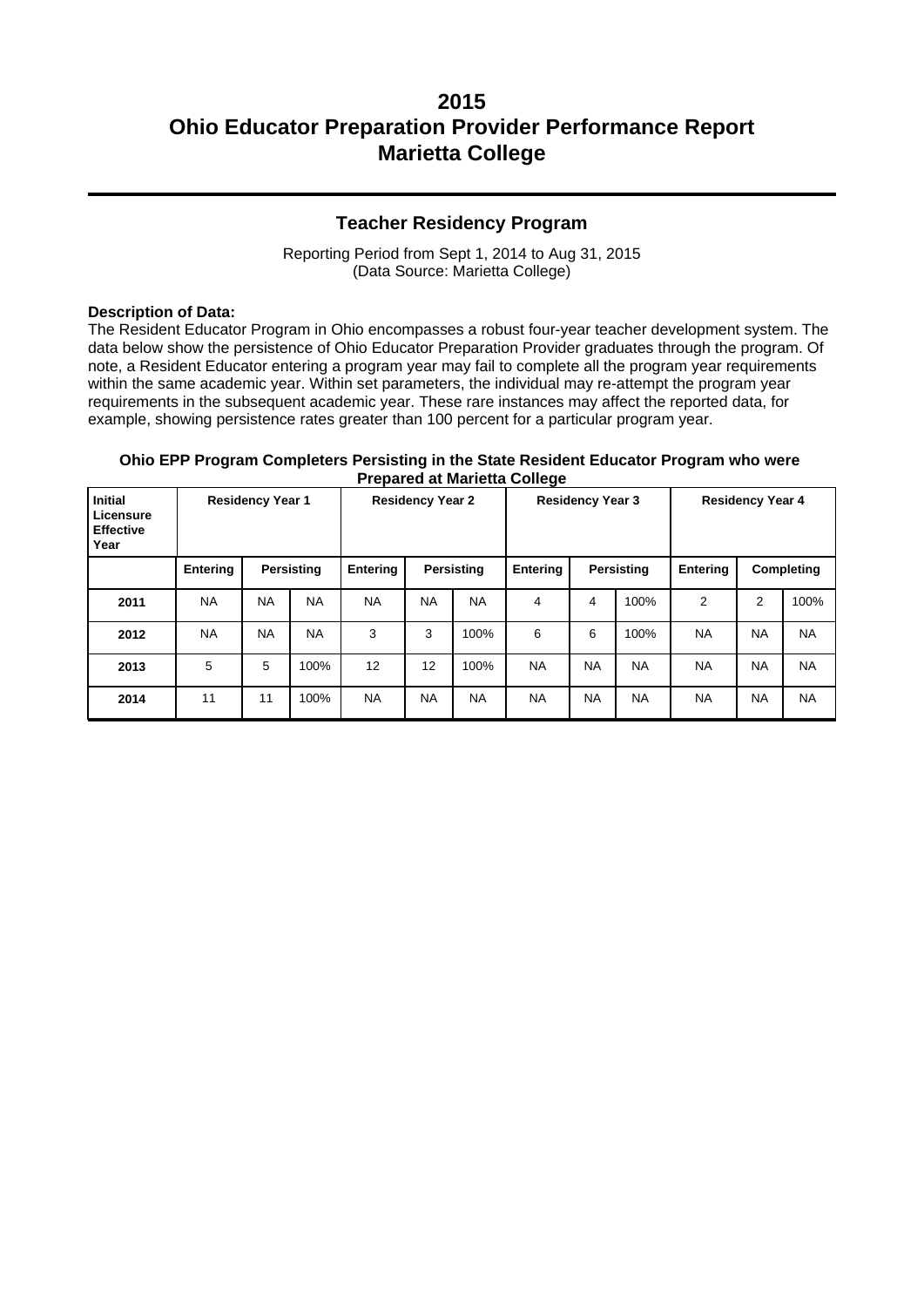# 2015
# Ohio Educator Preparation Provider Performance Report
# Marietta College

## Teacher Residency Program

Reporting Period from Sept 1, 2014 to Aug 31, 2015
(Data Source: Marietta College)

**Description of Data:**
The Resident Educator Program in Ohio encompasses a robust four-year teacher development system. The data below show the persistence of Ohio Educator Preparation Provider graduates through the program. Of note, a Resident Educator entering a program year may fail to complete all the program year requirements within the same academic year. Within set parameters, the individual may re-attempt the program year requirements in the subsequent academic year. These rare instances may affect the reported data, for example, showing persistence rates greater than 100 percent for a particular program year.

**Ohio EPP Program Completers Persisting in the State Resident Educator Program who were Prepared at Marietta College**

| Initial Licensure Effective Year | Residency Year 1 | | | Residency Year 2 | | | Residency Year 3 | | | Residency Year 4 | | |
|---|---|---|---|---|---|---|---|---|---|---|---|---|
| | Entering | Persisting | | Entering | Persisting | | Entering | Persisting | | Entering | Completing | |
| 2011 | NA | NA | NA | NA | NA | NA | 4 | 4 | 100% | 2 | 2 | 100% |
| 2012 | NA | NA | NA | 3 | 3 | 100% | 6 | 6 | 100% | NA | NA | NA |
| 2013 | 5 | 5 | 100% | 12 | 12 | 100% | NA | NA | NA | NA | NA | NA |
| 2014 | 11 | 11 | 100% | NA | NA | NA | NA | NA | NA | NA | NA | NA |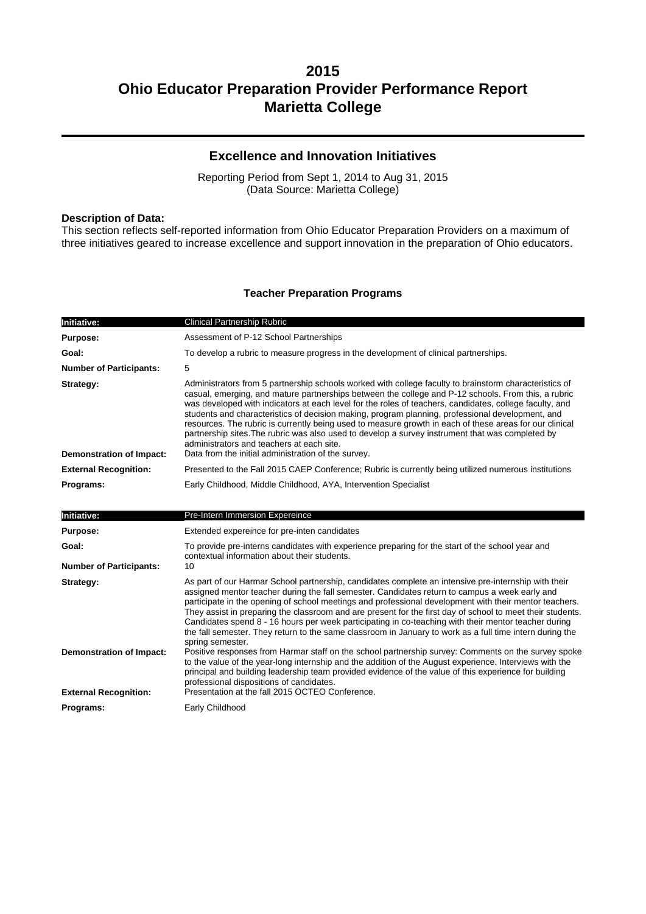# 2015
# Ohio Educator Preparation Provider Performance Report
# Marietta College

## Excellence and Innovation Initiatives

Reporting Period from Sept 1, 2014 to Aug 31, 2015
(Data Source: Marietta College)

**Description of Data:**
This section reflects self-reported information from Ohio Educator Preparation Providers on a maximum of three initiatives geared to increase excellence and support innovation in the preparation of Ohio educators.

### Teacher Preparation Programs

| Initiative: | Clinical Partnership Rubric |
|---|---|
| **Purpose:** | Assessment of P-12 School Partnerships |
| **Goal:** | To develop a rubric to measure progress in the development of clinical partnerships. |
| **Number of Participants:** | 5 |
| **Strategy:** | Administrators from 5 partnership schools worked with college faculty to brainstorm characteristics of casual, emerging, and mature partnerships between the college and P-12 schools. From this, a rubric was developed with indicators at each level for the roles of teachers, candidates, college faculty, and students and characteristics of decision making, program planning, professional development, and resources. The rubric is currently being used to measure growth in each of these areas for our clinical partnership sites.The rubric was also used to develop a survey instrument that was completed by administrators and teachers at each site. |
| **Demonstration of Impact:** | Data from the initial administration of the survey. |
| **External Recognition:** | Presented to the Fall 2015 CAEP Conference; Rubric is currently being utilized numerous institutions |
| **Programs:** | Early Childhood, Middle Childhood, AYA, Intervention Specialist |

| Initiative: | Pre-Intern Immersion Expereince |
|---|---|
| **Purpose:** | Extended expereince for pre-inten candidates |
| **Goal:** | To provide pre-interns candidates with experience preparing for the start of the school year and contextual information about their students. |
| **Number of Participants:** | 10 |
| **Strategy:** | As part of our Harmar School partnership, candidates complete an intensive pre-internship with their assigned mentor teacher during the fall semester. Candidates return to campus a week early and participate in the opening of school meetings and professional development with their mentor teachers. They assist in preparing the classroom and are present for the first day of school to meet their students. Candidates spend 8 - 16 hours per week participating in co-teaching with their mentor teacher during the fall semester. They return to the same classroom in January to work as a full time intern during the spring semester. |
| **Demonstration of Impact:** | Positive responses from Harmar staff on the school partnership survey: Comments on the survey spoke to the value of the year-long internship and the addition of the August experience. Interviews with the principal and building leadership team provided evidence of the value of this experience for building professional dispositions of candidates. |
| **External Recognition:** | Presentation at the fall 2015 OCTEO Conference. |
| **Programs:** | Early Childhood |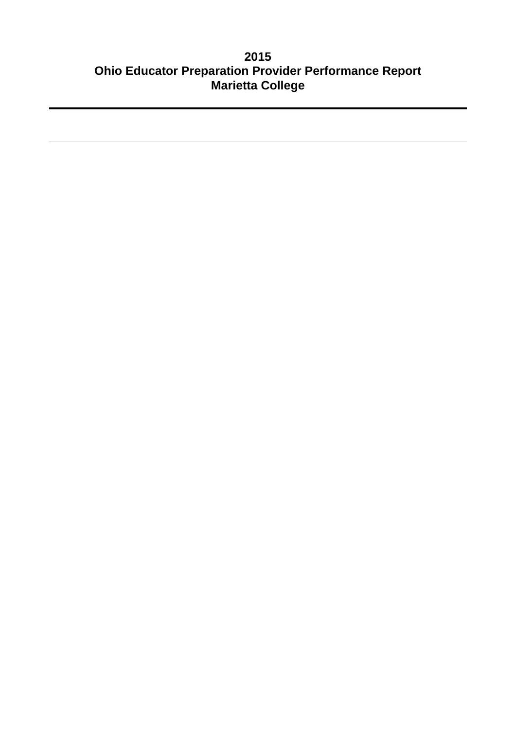# 2015
# Ohio Educator Preparation Provider Performance Report
# Marietta College